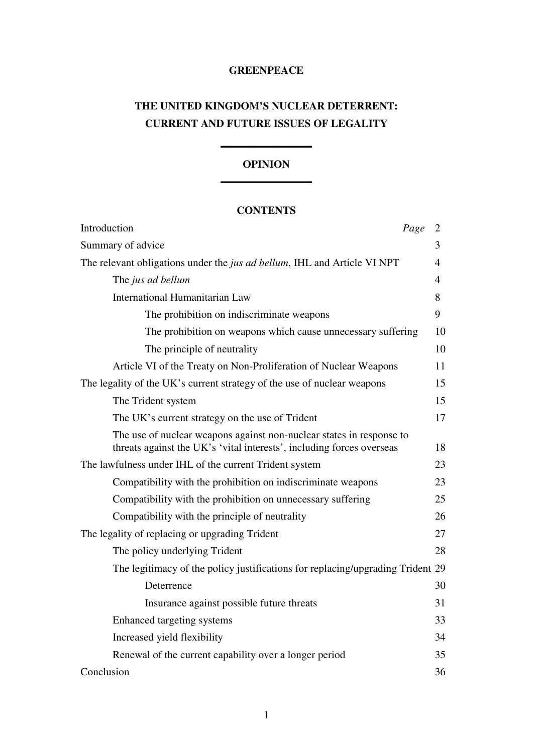**GREENPEACE**

# THE UNITED KINGDOM'S NUCLEAR DETERRENT: CURRENT AND FUTURE ISSUES OF LEGALITY

## OPINION

## CONTENTS

| | |
|---|---|
| Introduction *Page* | 2 |
| Summary of advice | 3 |
| The relevant obligations under the *jus ad bellum*, IHL and Article VI NPT | 4 |
| The *jus ad bellum* | 4 |
| International Humanitarian Law | 8 |
| The prohibition on indiscriminate weapons | 9 |
| The prohibition on weapons which cause unnecessary suffering | 10 |
| The principle of neutrality | 10 |
| Article VI of the Treaty on Non-Proliferation of Nuclear Weapons | 11 |
| The legality of the UK's current strategy of the use of nuclear weapons | 15 |
| The Trident system | 15 |
| The UK's current strategy on the use of Trident | 17 |
| The use of nuclear weapons against non-nuclear states in response to threats against the UK's 'vital interests', including forces overseas | 18 |
| The lawfulness under IHL of the current Trident system | 23 |
| Compatibility with the prohibition on indiscriminate weapons | 23 |
| Compatibility with the prohibition on unnecessary suffering | 25 |
| Compatibility with the principle of neutrality | 26 |
| The legality of replacing or upgrading Trident | 27 |
| The policy underlying Trident | 28 |
| The legitimacy of the policy justifications for replacing/upgrading Trident | 29 |
| Deterrence | 30 |
| Insurance against possible future threats | 31 |
| Enhanced targeting systems | 33 |
| Increased yield flexibility | 34 |
| Renewal of the current capability over a longer period | 35 |
| Conclusion | 36 |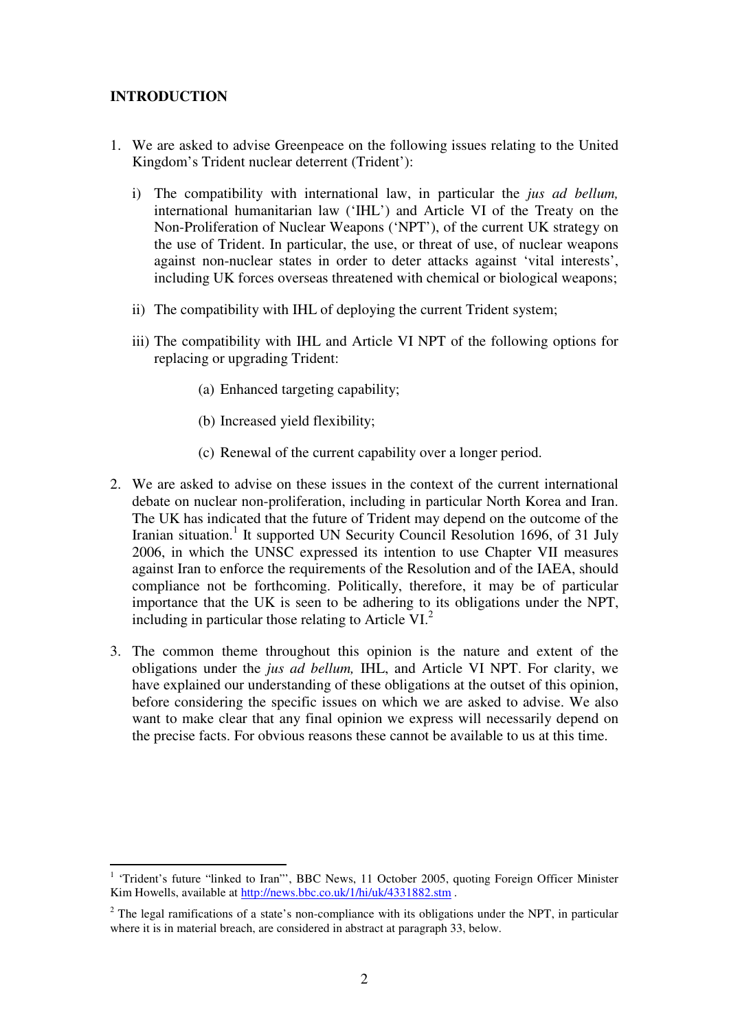**INTRODUCTION**

1. We are asked to advise Greenpeace on the following issues relating to the United Kingdom's Trident nuclear deterrent (Trident'):

   i) The compatibility with international law, in particular the *jus ad bellum,* international humanitarian law ('IHL') and Article VI of the Treaty on the Non-Proliferation of Nuclear Weapons ('NPT'), of the current UK strategy on the use of Trident. In particular, the use, or threat of use, of nuclear weapons against non-nuclear states in order to deter attacks against 'vital interests', including UK forces overseas threatened with chemical or biological weapons;

   ii) The compatibility with IHL of deploying the current Trident system;

   iii) The compatibility with IHL and Article VI NPT of the following options for replacing or upgrading Trident:

      (a) Enhanced targeting capability;

      (b) Increased yield flexibility;

      (c) Renewal of the current capability over a longer period.

2. We are asked to advise on these issues in the context of the current international debate on nuclear non-proliferation, including in particular North Korea and Iran. The UK has indicated that the future of Trident may depend on the outcome of the Iranian situation.[1] It supported UN Security Council Resolution 1696, of 31 July 2006, in which the UNSC expressed its intention to use Chapter VII measures against Iran to enforce the requirements of the Resolution and of the IAEA, should compliance not be forthcoming. Politically, therefore, it may be of particular importance that the UK is seen to be adhering to its obligations under the NPT, including in particular those relating to Article VI.[2]

3. The common theme throughout this opinion is the nature and extent of the obligations under the *jus ad bellum,* IHL, and Article VI NPT. For clarity, we have explained our understanding of these obligations at the outset of this opinion, before considering the specific issues on which we are asked to advise. We also want to make clear that any final opinion we express will necessarily depend on the precise facts. For obvious reasons these cannot be available to us at this time.

---

[1] 'Trident's future "linked to Iran"', BBC News, 11 October 2005, quoting Foreign Officer Minister Kim Howells, available at http://news.bbc.co.uk/1/hi/uk/4331882.stm .

[2] The legal ramifications of a state's non-compliance with its obligations under the NPT, in particular where it is in material breach, are considered in abstract at paragraph 33, below.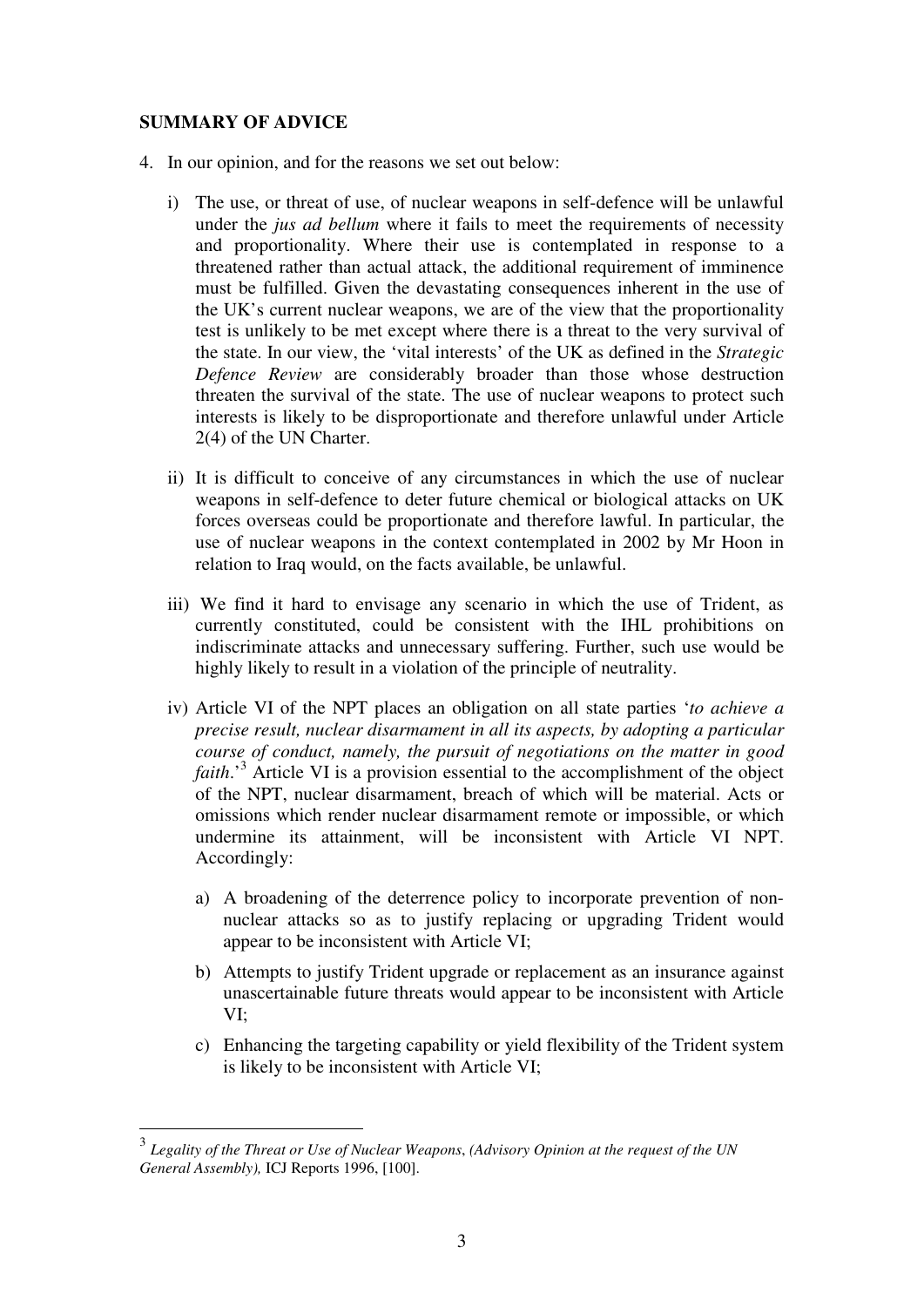## SUMMARY OF ADVICE

4. In our opinion, and for the reasons we set out below:

   i) The use, or threat of use, of nuclear weapons in self-defence will be unlawful under the *jus ad bellum* where it fails to meet the requirements of necessity and proportionality. Where their use is contemplated in response to a threatened rather than actual attack, the additional requirement of imminence must be fulfilled. Given the devastating consequences inherent in the use of the UK's current nuclear weapons, we are of the view that the proportionality test is unlikely to be met except where there is a threat to the very survival of the state. In our view, the 'vital interests' of the UK as defined in the *Strategic Defence Review* are considerably broader than those whose destruction threaten the survival of the state. The use of nuclear weapons to protect such interests is likely to be disproportionate and therefore unlawful under Article 2(4) of the UN Charter.

   ii) It is difficult to conceive of any circumstances in which the use of nuclear weapons in self-defence to deter future chemical or biological attacks on UK forces overseas could be proportionate and therefore lawful. In particular, the use of nuclear weapons in the context contemplated in 2002 by Mr Hoon in relation to Iraq would, on the facts available, be unlawful.

   iii) We find it hard to envisage any scenario in which the use of Trident, as currently constituted, could be consistent with the IHL prohibitions on indiscriminate attacks and unnecessary suffering. Further, such use would be highly likely to result in a violation of the principle of neutrality.

   iv) Article VI of the NPT places an obligation on all state parties '*to achieve a precise result, nuclear disarmament in all its aspects, by adopting a particular course of conduct, namely, the pursuit of negotiations on the matter in good faith*.'[3] Article VI is a provision essential to the accomplishment of the object of the NPT, nuclear disarmament, breach of which will be material. Acts or omissions which render nuclear disarmament remote or impossible, or which undermine its attainment, will be inconsistent with Article VI NPT. Accordingly:

      a) A broadening of the deterrence policy to incorporate prevention of non-nuclear attacks so as to justify replacing or upgrading Trident would appear to be inconsistent with Article VI;

      b) Attempts to justify Trident upgrade or replacement as an insurance against unascertainable future threats would appear to be inconsistent with Article VI;

      c) Enhancing the targeting capability or yield flexibility of the Trident system is likely to be inconsistent with Article VI;

---

[3] *Legality of the Threat or Use of Nuclear Weapons*, *(Advisory Opinion at the request of the UN General Assembly),* ICJ Reports 1996, [100].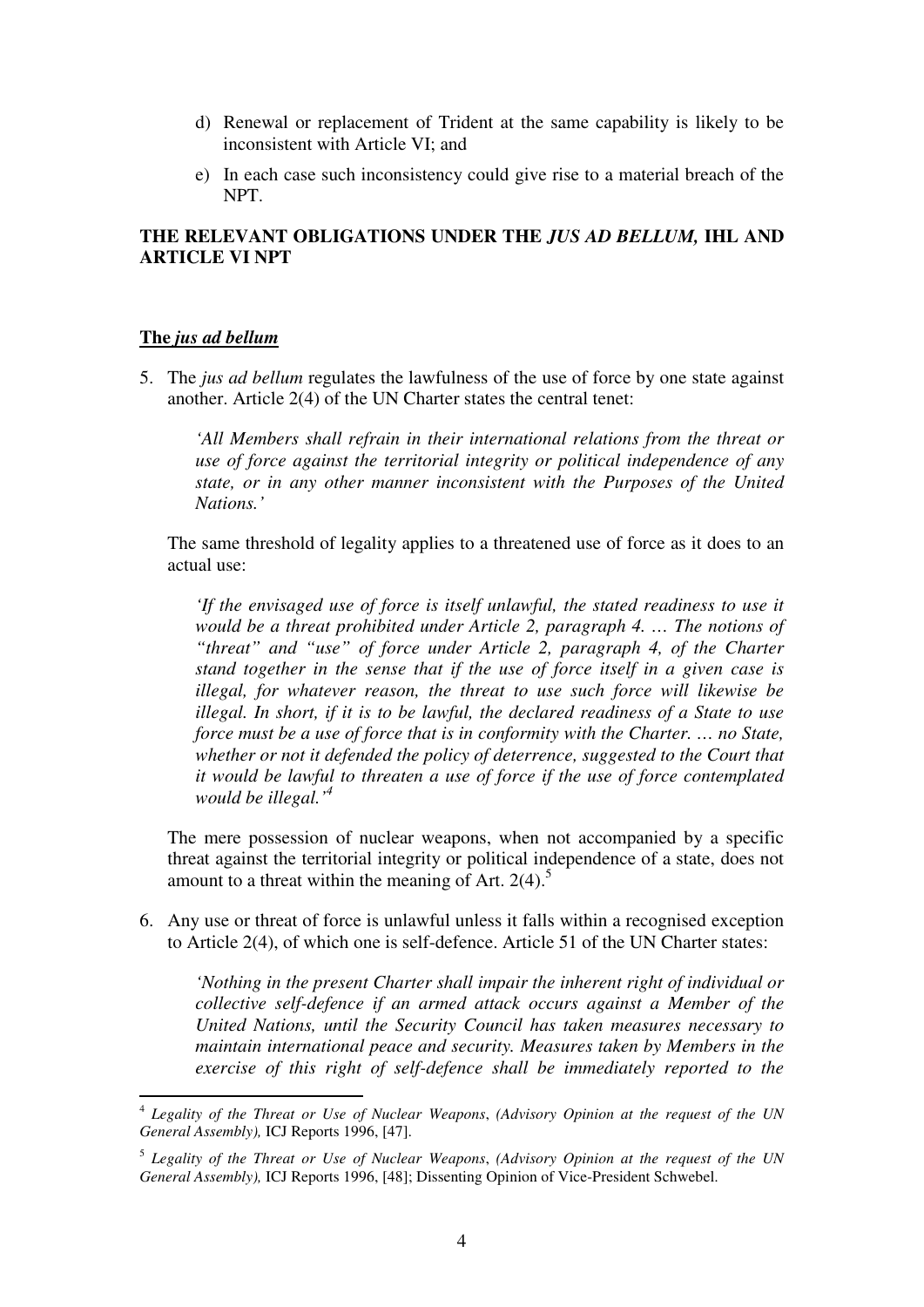d) Renewal or replacement of Trident at the same capability is likely to be inconsistent with Article VI; and

e) In each case such inconsistency could give rise to a material breach of the NPT.

## THE RELEVANT OBLIGATIONS UNDER THE *JUS AD BELLUM,* IHL AND ARTICLE VI NPT

### The *jus ad bellum*

5. The *jus ad bellum* regulates the lawfulness of the use of force by one state against another. Article 2(4) of the UN Charter states the central tenet:

   *'All Members shall refrain in their international relations from the threat or use of force against the territorial integrity or political independence of any state, or in any other manner inconsistent with the Purposes of the United Nations.'*

   The same threshold of legality applies to a threatened use of force as it does to an actual use:

   *'If the envisaged use of force is itself unlawful, the stated readiness to use it would be a threat prohibited under Article 2, paragraph 4. … The notions of "threat" and "use" of force under Article 2, paragraph 4, of the Charter stand together in the sense that if the use of force itself in a given case is illegal, for whatever reason, the threat to use such force will likewise be illegal. In short, if it is to be lawful, the declared readiness of a State to use force must be a use of force that is in conformity with the Charter. … no State, whether or not it defended the policy of deterrence, suggested to the Court that it would be lawful to threaten a use of force if the use of force contemplated would be illegal.'*[4]

   The mere possession of nuclear weapons, when not accompanied by a specific threat against the territorial integrity or political independence of a state, does not amount to a threat within the meaning of Art. 2(4).[5]

6. Any use or threat of force is unlawful unless it falls within a recognised exception to Article 2(4), of which one is self-defence. Article 51 of the UN Charter states:

   *'Nothing in the present Charter shall impair the inherent right of individual or collective self-defence if an armed attack occurs against a Member of the United Nations, until the Security Council has taken measures necessary to maintain international peace and security. Measures taken by Members in the exercise of this right of self-defence shall be immediately reported to the*

---

[4] *Legality of the Threat or Use of Nuclear Weapons*, *(Advisory Opinion at the request of the UN General Assembly),* ICJ Reports 1996, [47].

[5] *Legality of the Threat or Use of Nuclear Weapons*, *(Advisory Opinion at the request of the UN General Assembly),* ICJ Reports 1996, [48]; Dissenting Opinion of Vice-President Schwebel.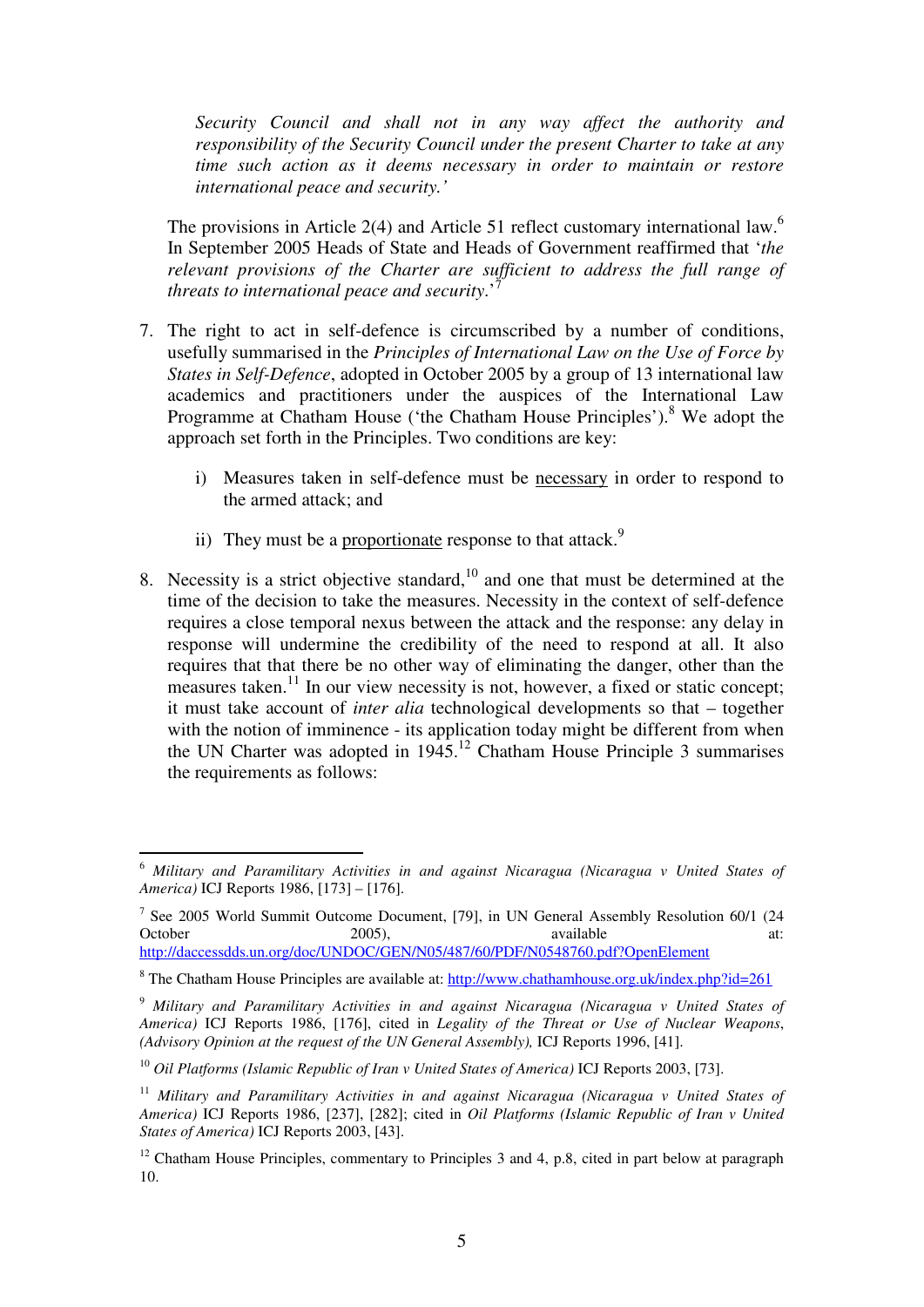*Security Council and shall not in any way affect the authority and responsibility of the Security Council under the present Charter to take at any time such action as it deems necessary in order to maintain or restore international peace and security.'*

The provisions in Article 2(4) and Article 51 reflect customary international law.[6] In September 2005 Heads of State and Heads of Government reaffirmed that '*the relevant provisions of the Charter are sufficient to address the full range of threats to international peace and security*.'[7]

7. The right to act in self-defence is circumscribed by a number of conditions, usefully summarised in the *Principles of International Law on the Use of Force by States in Self-Defence*, adopted in October 2005 by a group of 13 international law academics and practitioners under the auspices of the International Law Programme at Chatham House ('the Chatham House Principles').[8] We adopt the approach set forth in the Principles. Two conditions are key:

   i) Measures taken in self-defence must be <u>necessary</u> in order to respond to the armed attack; and

   ii) They must be a <u>proportionate</u> response to that attack.[9]

8. Necessity is a strict objective standard,[10] and one that must be determined at the time of the decision to take the measures. Necessity in the context of self-defence requires a close temporal nexus between the attack and the response: any delay in response will undermine the credibility of the need to respond at all. It also requires that that there be no other way of eliminating the danger, other than the measures taken.[11] In our view necessity is not, however, a fixed or static concept; it must take account of *inter alia* technological developments so that – together with the notion of imminence - its application today might be different from when the UN Charter was adopted in 1945.[12] Chatham House Principle 3 summarises the requirements as follows:

---

[6] *Military and Paramilitary Activities in and against Nicaragua (Nicaragua v United States of America)* ICJ Reports 1986, [173] – [176].

[7] See 2005 World Summit Outcome Document, [79], in UN General Assembly Resolution 60/1 (24 October 2005), available at: http://daccessdds.un.org/doc/UNDOC/GEN/N05/487/60/PDF/N0548760.pdf?OpenElement

[8] The Chatham House Principles are available at: http://www.chathamhouse.org.uk/index.php?id=261

[9] *Military and Paramilitary Activities in and against Nicaragua (Nicaragua v United States of America)* ICJ Reports 1986, [176], cited in *Legality of the Threat or Use of Nuclear Weapons, (Advisory Opinion at the request of the UN General Assembly),* ICJ Reports 1996, [41].

[10] *Oil Platforms (Islamic Republic of Iran v United States of America)* ICJ Reports 2003, [73].

[11] *Military and Paramilitary Activities in and against Nicaragua (Nicaragua v United States of America)* ICJ Reports 1986, [237], [282]; cited in *Oil Platforms (Islamic Republic of Iran v United States of America)* ICJ Reports 2003, [43].

[12] Chatham House Principles, commentary to Principles 3 and 4, p.8, cited in part below at paragraph 10.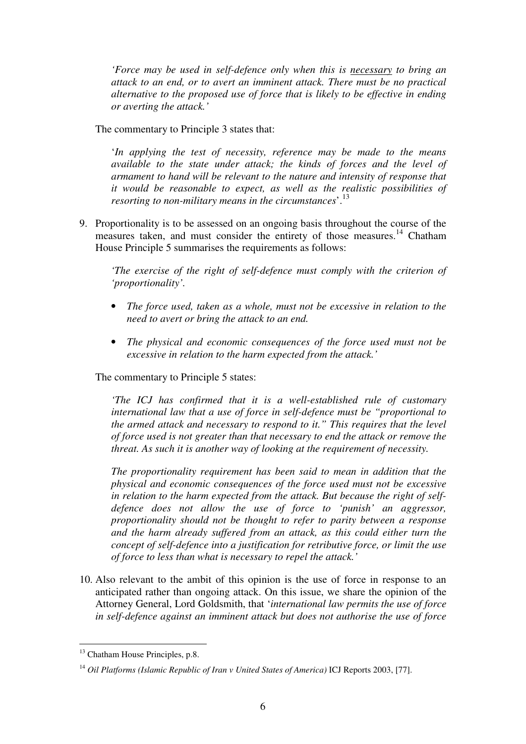*'Force may be used in self-defence only when this is necessary to bring an attack to an end, or to avert an imminent attack. There must be no practical alternative to the proposed use of force that is likely to be effective in ending or averting the attack.'*

The commentary to Principle 3 states that:

'*In applying the test of necessity, reference may be made to the means available to the state under attack; the kinds of forces and the level of armament to hand will be relevant to the nature and intensity of response that it would be reasonable to expect, as well as the realistic possibilities of resorting to non-military means in the circumstances*'.[13]

9. Proportionality is to be assessed on an ongoing basis throughout the course of the measures taken, and must consider the entirety of those measures.[14] Chatham House Principle 5 summarises the requirements as follows:

*'The exercise of the right of self-defence must comply with the criterion of 'proportionality'.*

- *The force used, taken as a whole, must not be excessive in relation to the need to avert or bring the attack to an end.*
- *The physical and economic consequences of the force used must not be excessive in relation to the harm expected from the attack.'*

The commentary to Principle 5 states:

*'The ICJ has confirmed that it is a well-established rule of customary international law that a use of force in self-defence must be "proportional to the armed attack and necessary to respond to it." This requires that the level of force used is not greater than that necessary to end the attack or remove the threat. As such it is another way of looking at the requirement of necessity.*

*The proportionality requirement has been said to mean in addition that the physical and economic consequences of the force used must not be excessive in relation to the harm expected from the attack. But because the right of self-defence does not allow the use of force to 'punish' an aggressor, proportionality should not be thought to refer to parity between a response and the harm already suffered from an attack, as this could either turn the concept of self-defence into a justification for retributive force, or limit the use of force to less than what is necessary to repel the attack.'*

10. Also relevant to the ambit of this opinion is the use of force in response to an anticipated rather than ongoing attack. On this issue, we share the opinion of the Attorney General, Lord Goldsmith, that '*international law permits the use of force in self-defence against an imminent attack but does not authorise the use of force*

---

[13] Chatham House Principles, p.8.

[14] *Oil Platforms (Islamic Republic of Iran v United States of America)* ICJ Reports 2003, [77].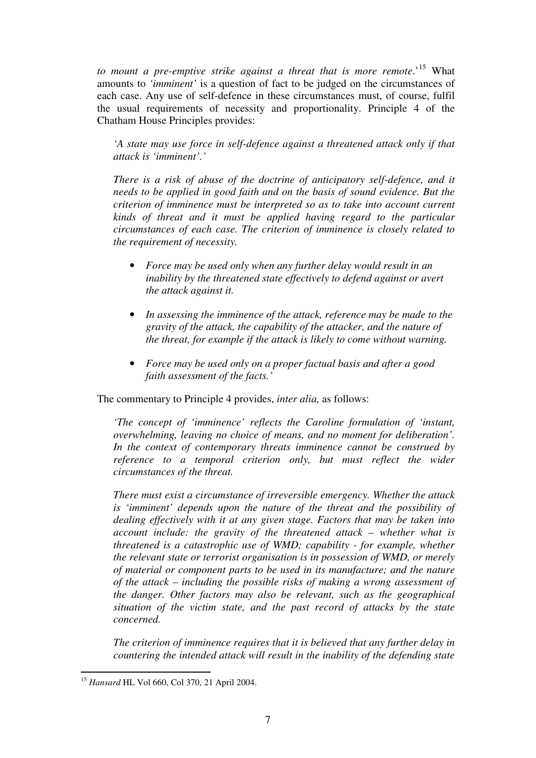*to mount a pre-emptive strike against a threat that is more remote*.'[15] What amounts to *'imminent'* is a question of fact to be judged on the circumstances of each case. Any use of self-defence in these circumstances must, of course, fulfil the usual requirements of necessity and proportionality. Principle 4 of the Chatham House Principles provides:

> *'A state may use force in self-defence against a threatened attack only if that attack is 'imminent'.'*
>
> *There is a risk of abuse of the doctrine of anticipatory self-defence, and it needs to be applied in good faith and on the basis of sound evidence. But the criterion of imminence must be interpreted so as to take into account current kinds of threat and it must be applied having regard to the particular circumstances of each case. The criterion of imminence is closely related to the requirement of necessity.*
>
> - *Force may be used only when any further delay would result in an inability by the threatened state effectively to defend against or avert the attack against it.*
> - *In assessing the imminence of the attack, reference may be made to the gravity of the attack, the capability of the attacker, and the nature of the threat, for example if the attack is likely to come without warning.*
> - *Force may be used only on a proper factual basis and after a good faith assessment of the facts.'*

The commentary to Principle 4 provides, *inter alia,* as follows:

> *'The concept of 'imminence' reflects the Caroline formulation of 'instant, overwhelming, leaving no choice of means, and no moment for deliberation'. In the context of contemporary threats imminence cannot be construed by reference to a temporal criterion only, but must reflect the wider circumstances of the threat.*
>
> *There must exist a circumstance of irreversible emergency. Whether the attack is 'imminent' depends upon the nature of the threat and the possibility of dealing effectively with it at any given stage. Factors that may be taken into account include: the gravity of the threatened attack – whether what is threatened is a catastrophic use of WMD; capability - for example, whether the relevant state or terrorist organisation is in possession of WMD, or merely of material or component parts to be used in its manufacture; and the nature of the attack – including the possible risks of making a wrong assessment of the danger. Other factors may also be relevant, such as the geographical situation of the victim state, and the past record of attacks by the state concerned.*
>
> *The criterion of imminence requires that it is believed that any further delay in countering the intended attack will result in the inability of the defending state*

---

[15] *Hansard* HL Vol 660, Col 370, 21 April 2004.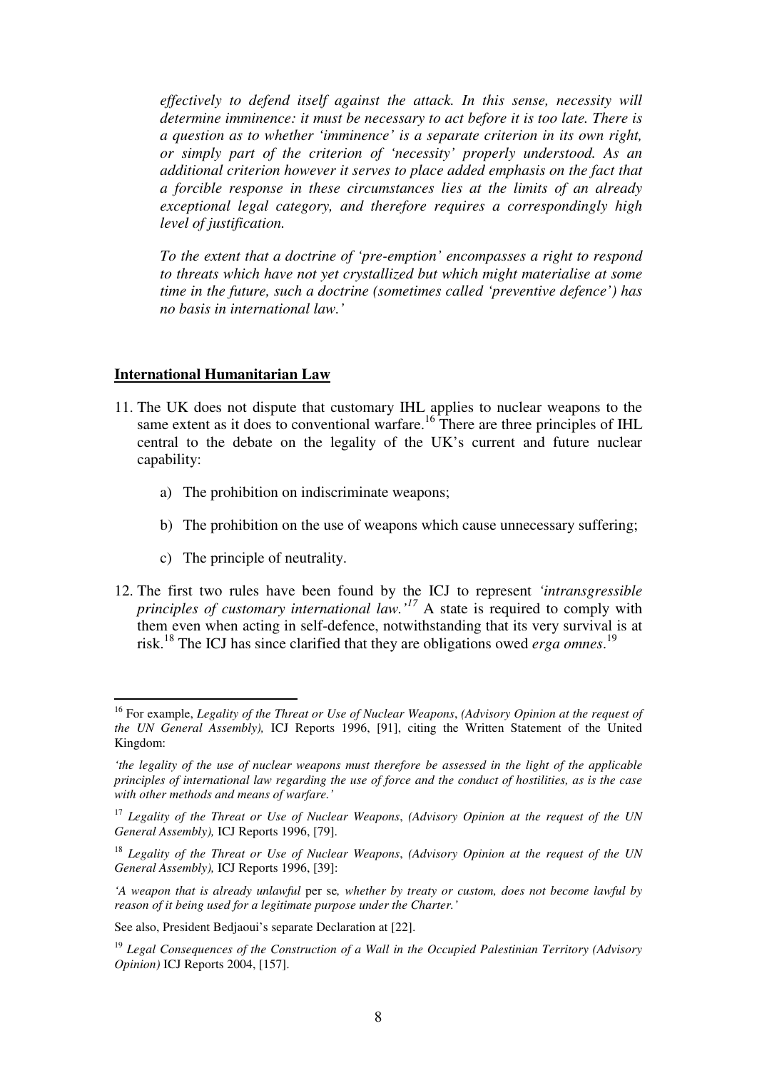*effectively to defend itself against the attack. In this sense, necessity will determine imminence: it must be necessary to act before it is too late. There is a question as to whether 'imminence' is a separate criterion in its own right, or simply part of the criterion of 'necessity' properly understood. As an additional criterion however it serves to place added emphasis on the fact that a forcible response in these circumstances lies at the limits of an already exceptional legal category, and therefore requires a correspondingly high level of justification.*

*To the extent that a doctrine of 'pre-emption' encompasses a right to respond to threats which have not yet crystallized but which might materialise at some time in the future, such a doctrine (sometimes called 'preventive defence') has no basis in international law.'*

## International Humanitarian Law

11. The UK does not dispute that customary IHL applies to nuclear weapons to the same extent as it does to conventional warfare.[16] There are three principles of IHL central to the debate on the legality of the UK's current and future nuclear capability:

    a) The prohibition on indiscriminate weapons;

    b) The prohibition on the use of weapons which cause unnecessary suffering;

    c) The principle of neutrality.

12. The first two rules have been found by the ICJ to represent *'intransgressible principles of customary international law.'*[17] A state is required to comply with them even when acting in self-defence, notwithstanding that its very survival is at risk.[18] The ICJ has since clarified that they are obligations owed *erga omnes*.[19]

---

[16] For example, *Legality of the Threat or Use of Nuclear Weapons*, *(Advisory Opinion at the request of the UN General Assembly),* ICJ Reports 1996, [91], citing the Written Statement of the United Kingdom:

*'the legality of the use of nuclear weapons must therefore be assessed in the light of the applicable principles of international law regarding the use of force and the conduct of hostilities, as is the case with other methods and means of warfare.'*

[17] *Legality of the Threat or Use of Nuclear Weapons*, *(Advisory Opinion at the request of the UN General Assembly),* ICJ Reports 1996, [79].

[18] *Legality of the Threat or Use of Nuclear Weapons*, *(Advisory Opinion at the request of the UN General Assembly),* ICJ Reports 1996, [39]:

*'A weapon that is already unlawful* per se*, whether by treaty or custom, does not become lawful by reason of it being used for a legitimate purpose under the Charter.'*

See also, President Bedjaoui's separate Declaration at [22].

[19] *Legal Consequences of the Construction of a Wall in the Occupied Palestinian Territory (Advisory Opinion)* ICJ Reports 2004, [157].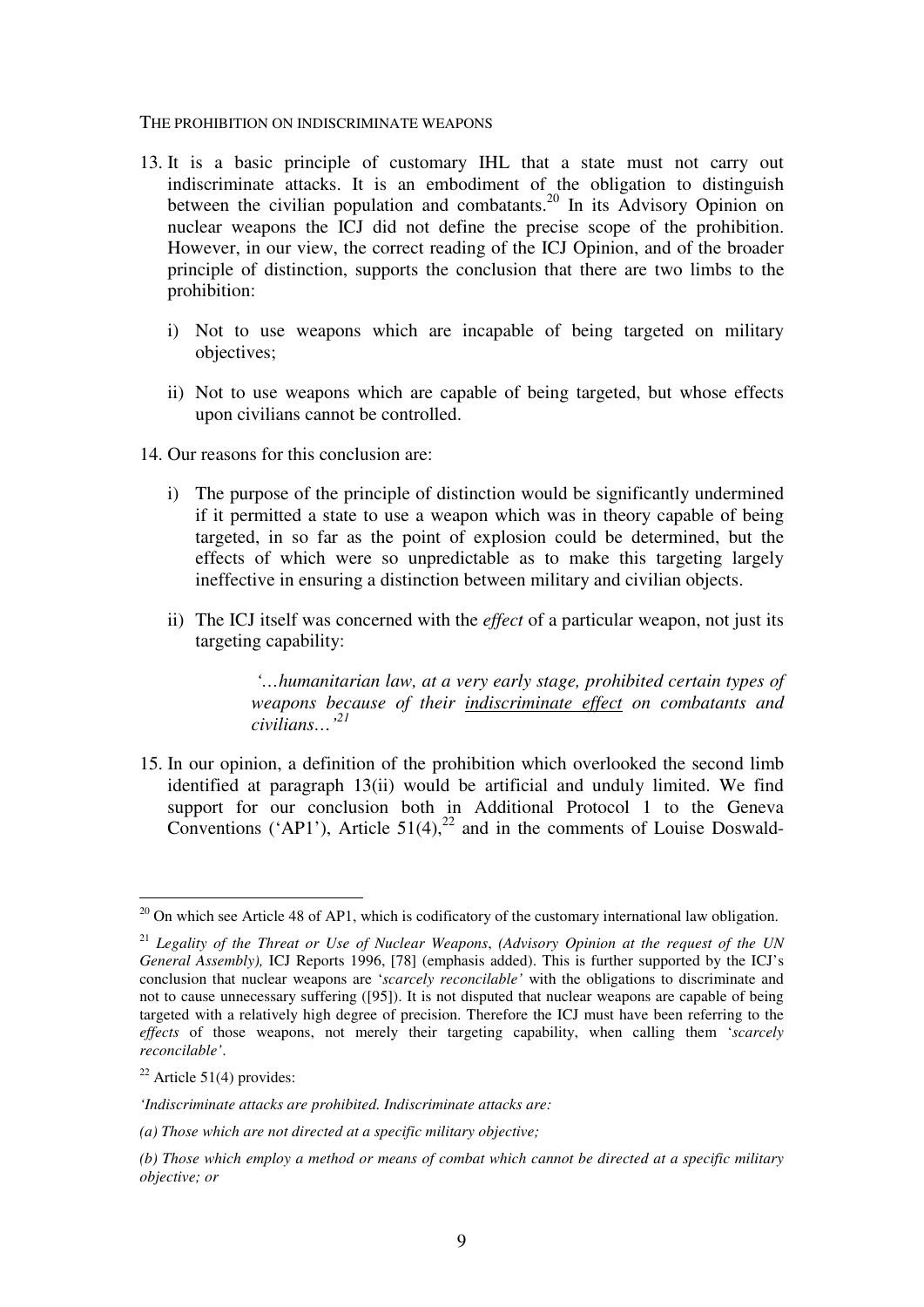THE PROHIBITION ON INDISCRIMINATE WEAPONS

13. It is a basic principle of customary IHL that a state must not carry out indiscriminate attacks. It is an embodiment of the obligation to distinguish between the civilian population and combatants.[20] In its Advisory Opinion on nuclear weapons the ICJ did not define the precise scope of the prohibition. However, in our view, the correct reading of the ICJ Opinion, and of the broader principle of distinction, supports the conclusion that there are two limbs to the prohibition:

    i) Not to use weapons which are incapable of being targeted on military objectives;

    ii) Not to use weapons which are capable of being targeted, but whose effects upon civilians cannot be controlled.

14. Our reasons for this conclusion are:

    i) The purpose of the principle of distinction would be significantly undermined if it permitted a state to use a weapon which was in theory capable of being targeted, in so far as the point of explosion could be determined, but the effects of which were so unpredictable as to make this targeting largely ineffective in ensuring a distinction between military and civilian objects.

    ii) The ICJ itself was concerned with the *effect* of a particular weapon, not just its targeting capability:

    > *'…humanitarian law, at a very early stage, prohibited certain types of weapons because of their <u>indiscriminate effect</u> on combatants and civilians…'*[21]

15. In our opinion, a definition of the prohibition which overlooked the second limb identified at paragraph 13(ii) would be artificial and unduly limited. We find support for our conclusion both in Additional Protocol 1 to the Geneva Conventions ('AP1'), Article 51(4),[22] and in the comments of Louise Doswald-

---

[20] On which see Article 48 of AP1, which is codificatory of the customary international law obligation.

[21] *Legality of the Threat or Use of Nuclear Weapons*, *(Advisory Opinion at the request of the UN General Assembly),* ICJ Reports 1996, [78] (emphasis added). This is further supported by the ICJ's conclusion that nuclear weapons are '*scarcely reconcilable'* with the obligations to discriminate and not to cause unnecessary suffering ([95]). It is not disputed that nuclear weapons are capable of being targeted with a relatively high degree of precision. Therefore the ICJ must have been referring to the *effects* of those weapons, not merely their targeting capability, when calling them '*scarcely reconcilable'*.

[22] Article 51(4) provides:

*'Indiscriminate attacks are prohibited. Indiscriminate attacks are:*

*(a) Those which are not directed at a specific military objective;*

*(b) Those which employ a method or means of combat which cannot be directed at a specific military objective; or*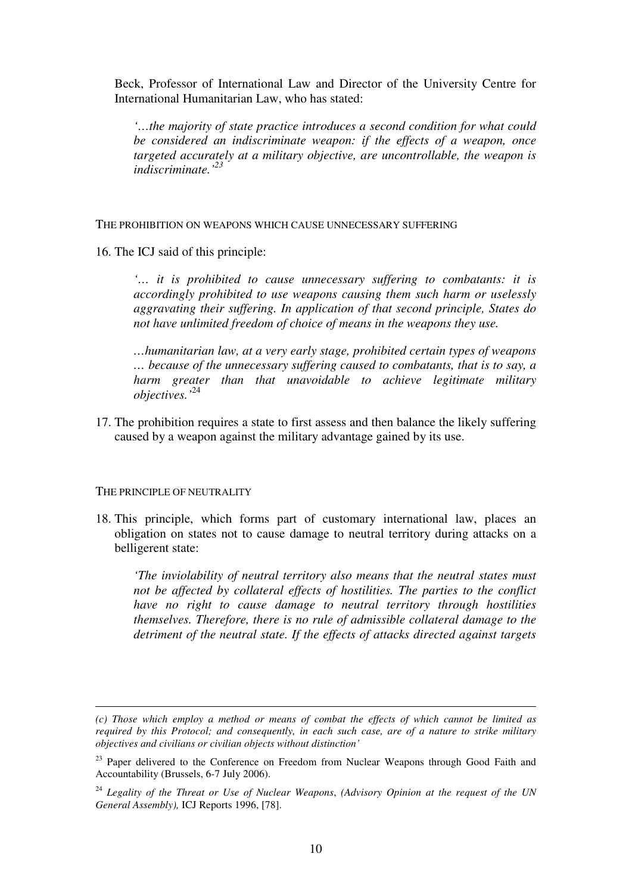Beck, Professor of International Law and Director of the University Centre for International Humanitarian Law, who has stated:

> *'…the majority of state practice introduces a second condition for what could be considered an indiscriminate weapon: if the effects of a weapon, once targeted accurately at a military objective, are uncontrollable, the weapon is indiscriminate.'*[23]

THE PROHIBITION ON WEAPONS WHICH CAUSE UNNECESSARY SUFFERING

16. The ICJ said of this principle:

> *'… it is prohibited to cause unnecessary suffering to combatants: it is accordingly prohibited to use weapons causing them such harm or uselessly aggravating their suffering. In application of that second principle, States do not have unlimited freedom of choice of means in the weapons they use.*
>
> *…humanitarian law, at a very early stage, prohibited certain types of weapons … because of the unnecessary suffering caused to combatants, that is to say, a harm greater than that unavoidable to achieve legitimate military objectives.'*[24]

17. The prohibition requires a state to first assess and then balance the likely suffering caused by a weapon against the military advantage gained by its use.

THE PRINCIPLE OF NEUTRALITY

18. This principle, which forms part of customary international law, places an obligation on states not to cause damage to neutral territory during attacks on a belligerent state:

> *'The inviolability of neutral territory also means that the neutral states must not be affected by collateral effects of hostilities. The parties to the conflict have no right to cause damage to neutral territory through hostilities themselves. Therefore, there is no rule of admissible collateral damage to the detriment of the neutral state. If the effects of attacks directed against targets*

---

*(c) Those which employ a method or means of combat the effects of which cannot be limited as required by this Protocol; and consequently, in each such case, are of a nature to strike military objectives and civilians or civilian objects without distinction'*

[23] Paper delivered to the Conference on Freedom from Nuclear Weapons through Good Faith and Accountability (Brussels, 6-7 July 2006).

[24] *Legality of the Threat or Use of Nuclear Weapons*, *(Advisory Opinion at the request of the UN General Assembly),* ICJ Reports 1996, [78].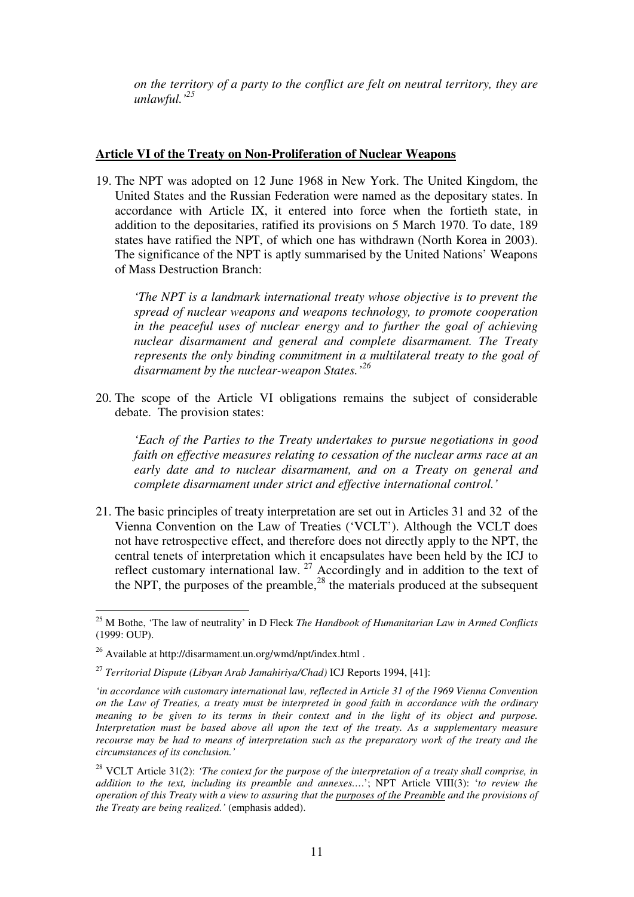*on the territory of a party to the conflict are felt on neutral territory, they are unlawful.'*[25]

**Article VI of the Treaty on Non-Proliferation of Nuclear Weapons**

19. The NPT was adopted on 12 June 1968 in New York. The United Kingdom, the United States and the Russian Federation were named as the depositary states. In accordance with Article IX, it entered into force when the fortieth state, in addition to the depositaries, ratified its provisions on 5 March 1970. To date, 189 states have ratified the NPT, of which one has withdrawn (North Korea in 2003). The significance of the NPT is aptly summarised by the United Nations' Weapons of Mass Destruction Branch:

    *'The NPT is a landmark international treaty whose objective is to prevent the spread of nuclear weapons and weapons technology, to promote cooperation in the peaceful uses of nuclear energy and to further the goal of achieving nuclear disarmament and general and complete disarmament. The Treaty represents the only binding commitment in a multilateral treaty to the goal of disarmament by the nuclear-weapon States.'*[26]

20. The scope of the Article VI obligations remains the subject of considerable debate. The provision states:

    *'Each of the Parties to the Treaty undertakes to pursue negotiations in good faith on effective measures relating to cessation of the nuclear arms race at an early date and to nuclear disarmament, and on a Treaty on general and complete disarmament under strict and effective international control.'*

21. The basic principles of treaty interpretation are set out in Articles 31 and 32 of the Vienna Convention on the Law of Treaties ('VCLT'). Although the VCLT does not have retrospective effect, and therefore does not directly apply to the NPT, the central tenets of interpretation which it encapsulates have been held by the ICJ to reflect customary international law.[27] Accordingly and in addition to the text of the NPT, the purposes of the preamble,[28] the materials produced at the subsequent

---

[25] M Bothe, 'The law of neutrality' in D Fleck *The Handbook of Humanitarian Law in Armed Conflicts* (1999: OUP).

[26] Available at http://disarmament.un.org/wmd/npt/index.html .

[27] *Territorial Dispute (Libyan Arab Jamahiriya/Chad)* ICJ Reports 1994, [41]:

*'in accordance with customary international law, reflected in Article 31 of the 1969 Vienna Convention on the Law of Treaties, a treaty must be interpreted in good faith in accordance with the ordinary meaning to be given to its terms in their context and in the light of its object and purpose. Interpretation must be based above all upon the text of the treaty. As a supplementary measure recourse may be had to means of interpretation such as the preparatory work of the treaty and the circumstances of its conclusion.'*

[28] VCLT Article 31(2): *'The context for the purpose of the interpretation of a treaty shall comprise, in addition to the text, including its preamble and annexes....*'; NPT Article VIII(3): '*to review the operation of this Treaty with a view to assuring that the purposes of the Preamble and the provisions of the Treaty are being realized.'* (emphasis added).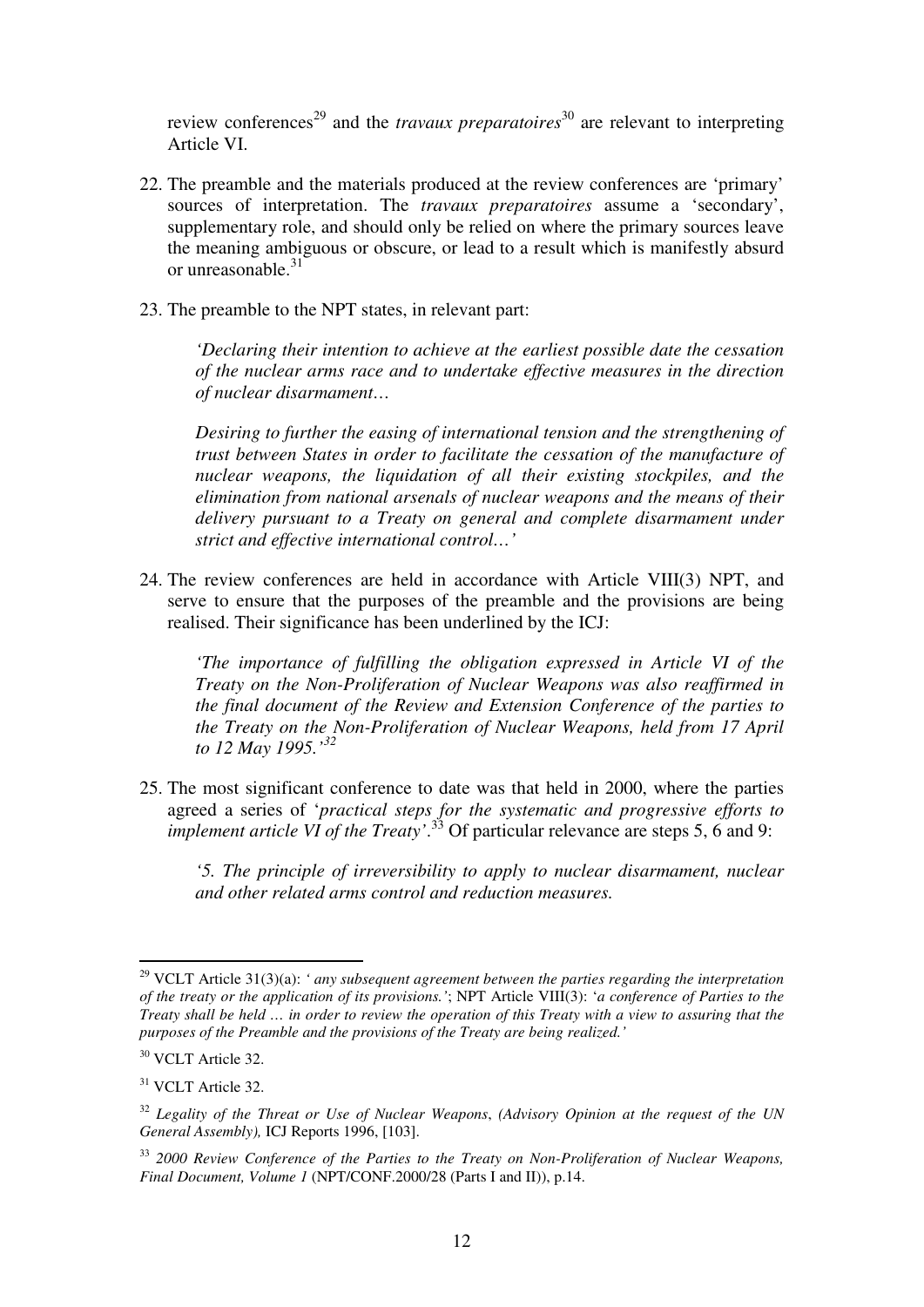review conferences[29] and the *travaux preparatoires*[30] are relevant to interpreting Article VI.

22. The preamble and the materials produced at the review conferences are 'primary' sources of interpretation. The *travaux preparatoires* assume a 'secondary', supplementary role, and should only be relied on where the primary sources leave the meaning ambiguous or obscure, or lead to a result which is manifestly absurd or unreasonable.[31]

23. The preamble to the NPT states, in relevant part:

    *'Declaring their intention to achieve at the earliest possible date the cessation of the nuclear arms race and to undertake effective measures in the direction of nuclear disarmament…*

    *Desiring to further the easing of international tension and the strengthening of trust between States in order to facilitate the cessation of the manufacture of nuclear weapons, the liquidation of all their existing stockpiles, and the elimination from national arsenals of nuclear weapons and the means of their delivery pursuant to a Treaty on general and complete disarmament under strict and effective international control…'*

24. The review conferences are held in accordance with Article VIII(3) NPT, and serve to ensure that the purposes of the preamble and the provisions are being realised. Their significance has been underlined by the ICJ:

    *'The importance of fulfilling the obligation expressed in Article VI of the Treaty on the Non-Proliferation of Nuclear Weapons was also reaffirmed in the final document of the Review and Extension Conference of the parties to the Treaty on the Non-Proliferation of Nuclear Weapons, held from 17 April to 12 May 1995.'*[32]

25. The most significant conference to date was that held in 2000, where the parties agreed a series of '*practical steps for the systematic and progressive efforts to implement article VI of the Treaty'*.[33] Of particular relevance are steps 5, 6 and 9:

    *'5. The principle of irreversibility to apply to nuclear disarmament, nuclear and other related arms control and reduction measures.*

---

[29] VCLT Article 31(3)(a): *' any subsequent agreement between the parties regarding the interpretation of the treaty or the application of its provisions.'*; NPT Article VIII(3): '*a conference of Parties to the Treaty shall be held … in order to review the operation of this Treaty with a view to assuring that the purposes of the Preamble and the provisions of the Treaty are being realized.'*

[30] VCLT Article 32.

[31] VCLT Article 32.

[32] *Legality of the Threat or Use of Nuclear Weapons*, *(Advisory Opinion at the request of the UN General Assembly),* ICJ Reports 1996, [103].

[33] *2000 Review Conference of the Parties to the Treaty on Non-Proliferation of Nuclear Weapons, Final Document, Volume 1* (NPT/CONF.2000/28 (Parts I and II)), p.14.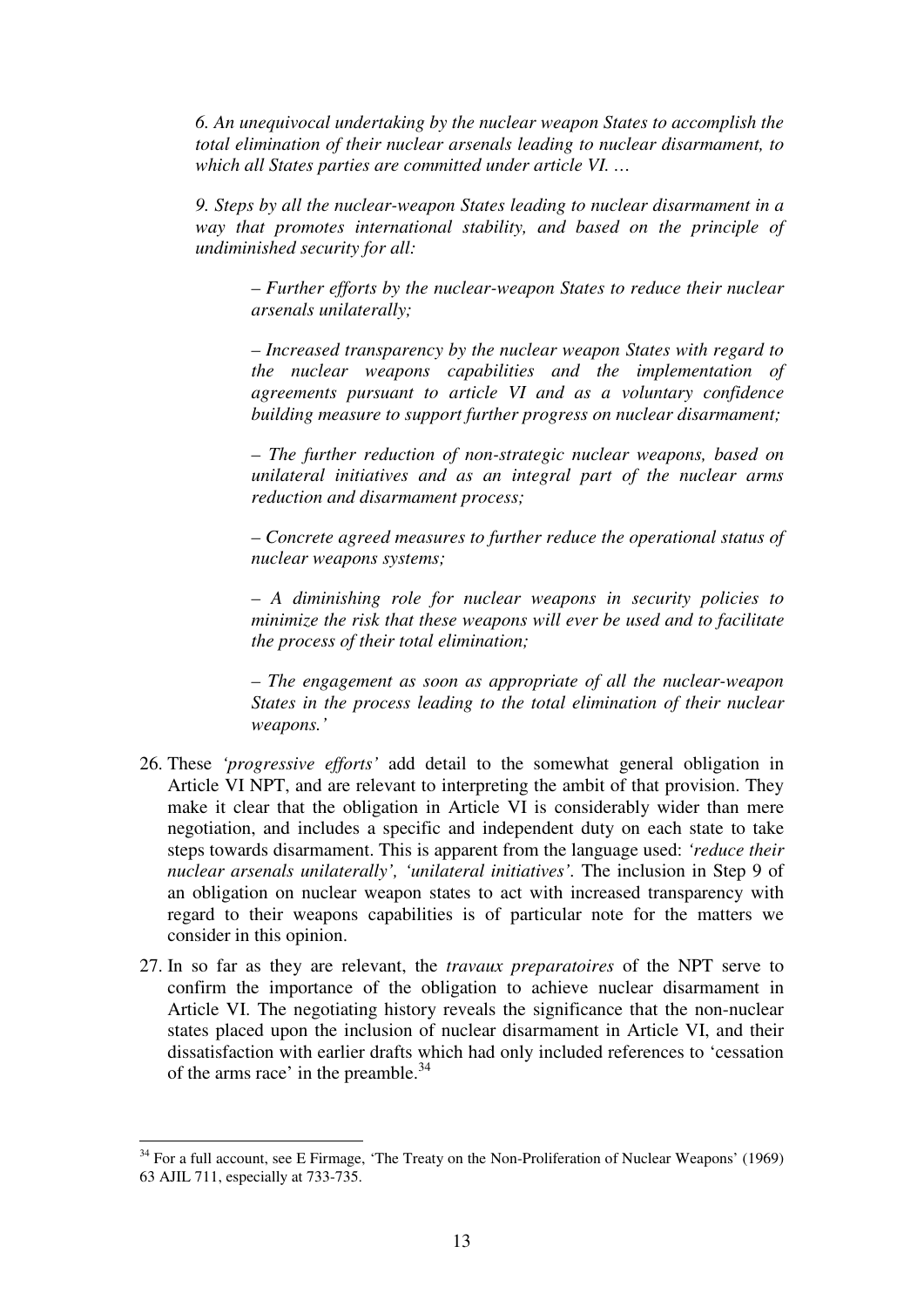> *6. An unequivocal undertaking by the nuclear weapon States to accomplish the total elimination of their nuclear arsenals leading to nuclear disarmament, to which all States parties are committed under article VI. …*
>
> *9. Steps by all the nuclear-weapon States leading to nuclear disarmament in a way that promotes international stability, and based on the principle of undiminished security for all:*
>
> > *– Further efforts by the nuclear-weapon States to reduce their nuclear arsenals unilaterally;*
> >
> > *– Increased transparency by the nuclear weapon States with regard to the nuclear weapons capabilities and the implementation of agreements pursuant to article VI and as a voluntary confidence building measure to support further progress on nuclear disarmament;*
> >
> > *– The further reduction of non-strategic nuclear weapons, based on unilateral initiatives and as an integral part of the nuclear arms reduction and disarmament process;*
> >
> > *– Concrete agreed measures to further reduce the operational status of nuclear weapons systems;*
> >
> > *– A diminishing role for nuclear weapons in security policies to minimize the risk that these weapons will ever be used and to facilitate the process of their total elimination;*
> >
> > *– The engagement as soon as appropriate of all the nuclear-weapon States in the process leading to the total elimination of their nuclear weapons.'*

26. These *'progressive efforts'* add detail to the somewhat general obligation in Article VI NPT, and are relevant to interpreting the ambit of that provision. They make it clear that the obligation in Article VI is considerably wider than mere negotiation, and includes a specific and independent duty on each state to take steps towards disarmament. This is apparent from the language used: *'reduce their nuclear arsenals unilaterally', 'unilateral initiatives'.* The inclusion in Step 9 of an obligation on nuclear weapon states to act with increased transparency with regard to their weapons capabilities is of particular note for the matters we consider in this opinion.

27. In so far as they are relevant, the *travaux preparatoires* of the NPT serve to confirm the importance of the obligation to achieve nuclear disarmament in Article VI. The negotiating history reveals the significance that the non-nuclear states placed upon the inclusion of nuclear disarmament in Article VI, and their dissatisfaction with earlier drafts which had only included references to 'cessation of the arms race' in the preamble.[34]

---

[34] For a full account, see E Firmage, 'The Treaty on the Non-Proliferation of Nuclear Weapons' (1969) 63 AJIL 711, especially at 733-735.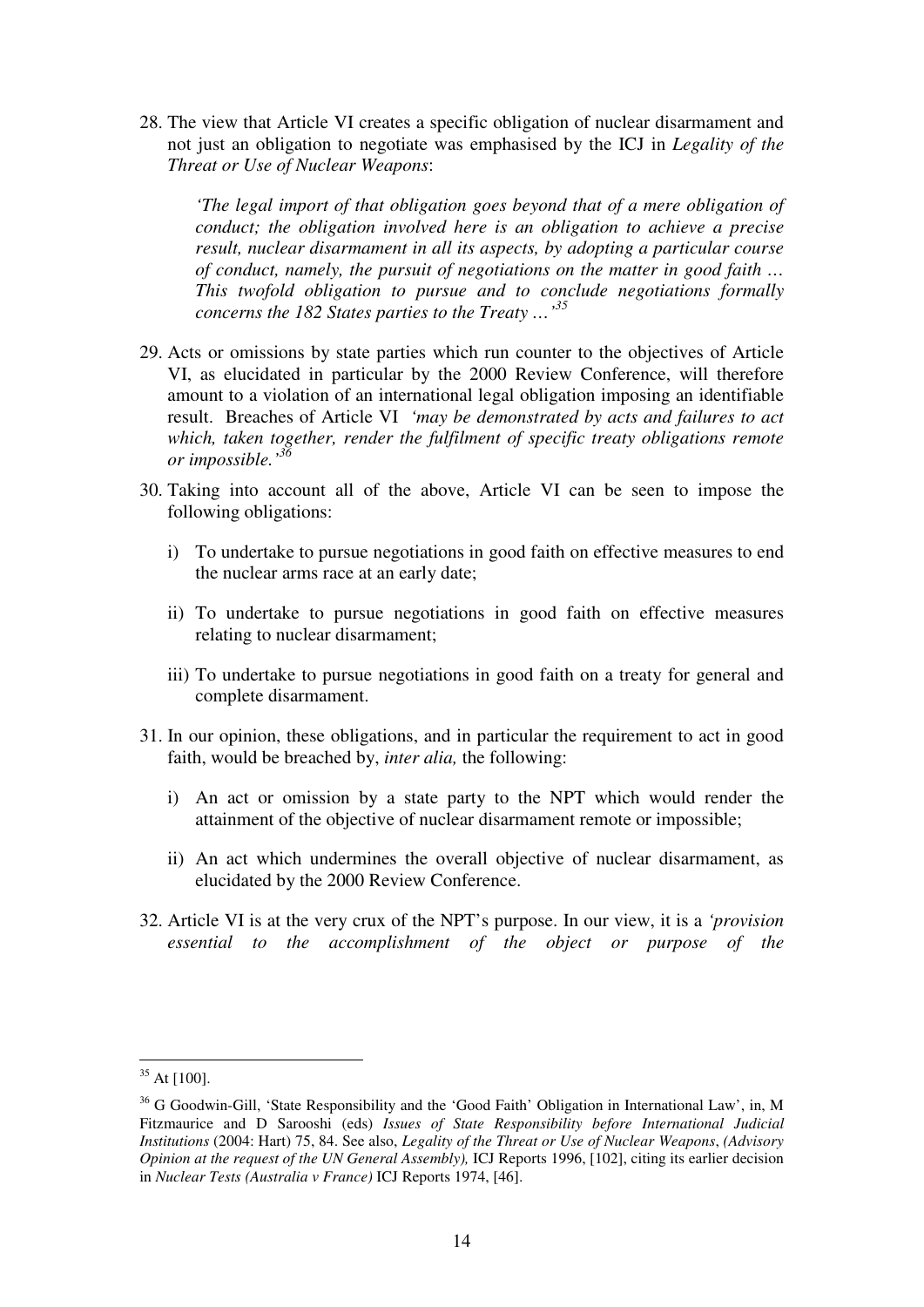28. The view that Article VI creates a specific obligation of nuclear disarmament and not just an obligation to negotiate was emphasised by the ICJ in *Legality of the Threat or Use of Nuclear Weapons*:

> *'The legal import of that obligation goes beyond that of a mere obligation of conduct; the obligation involved here is an obligation to achieve a precise result, nuclear disarmament in all its aspects, by adopting a particular course of conduct, namely, the pursuit of negotiations on the matter in good faith … This twofold obligation to pursue and to conclude negotiations formally concerns the 182 States parties to the Treaty …'*[35]

29. Acts or omissions by state parties which run counter to the objectives of Article VI, as elucidated in particular by the 2000 Review Conference, will therefore amount to a violation of an international legal obligation imposing an identifiable result. Breaches of Article VI *'may be demonstrated by acts and failures to act which, taken together, render the fulfilment of specific treaty obligations remote or impossible.'*[36]

30. Taking into account all of the above, Article VI can be seen to impose the following obligations:

    i) To undertake to pursue negotiations in good faith on effective measures to end the nuclear arms race at an early date;

    ii) To undertake to pursue negotiations in good faith on effective measures relating to nuclear disarmament;

    iii) To undertake to pursue negotiations in good faith on a treaty for general and complete disarmament.

31. In our opinion, these obligations, and in particular the requirement to act in good faith, would be breached by, *inter alia,* the following:

    i) An act or omission by a state party to the NPT which would render the attainment of the objective of nuclear disarmament remote or impossible;

    ii) An act which undermines the overall objective of nuclear disarmament, as elucidated by the 2000 Review Conference.

32. Article VI is at the very crux of the NPT's purpose. In our view, it is a *'provision essential to the accomplishment of the object or purpose of the*

---

[35] At [100].

[36] G Goodwin-Gill, 'State Responsibility and the 'Good Faith' Obligation in International Law', in, M Fitzmaurice and D Sarooshi (eds) *Issues of State Responsibility before International Judicial Institutions* (2004: Hart) 75, 84. See also, *Legality of the Threat or Use of Nuclear Weapons*, *(Advisory Opinion at the request of the UN General Assembly),* ICJ Reports 1996, [102], citing its earlier decision in *Nuclear Tests (Australia v France)* ICJ Reports 1974, [46].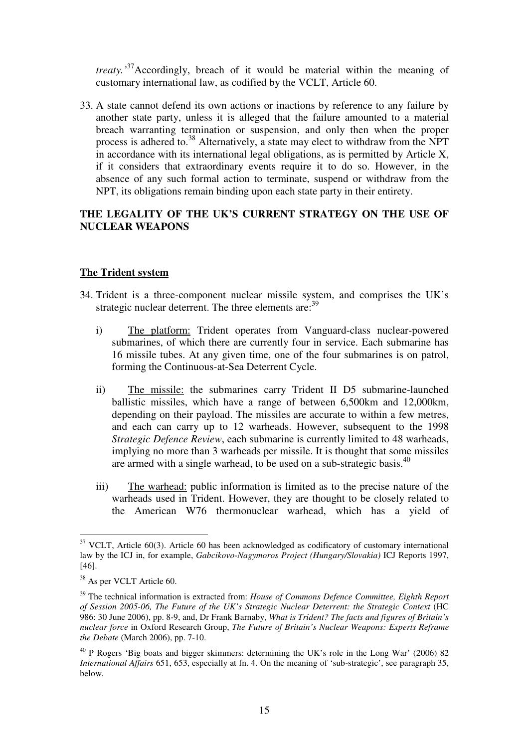*treaty.'*[37] Accordingly, breach of it would be material within the meaning of customary international law, as codified by the VCLT, Article 60.

33. A state cannot defend its own actions or inactions by reference to any failure by another state party, unless it is alleged that the failure amounted to a material breach warranting termination or suspension, and only then when the proper process is adhered to.[38] Alternatively, a state may elect to withdraw from the NPT in accordance with its international legal obligations, as is permitted by Article X, if it considers that extraordinary events require it to do so. However, in the absence of any such formal action to terminate, suspend or withdraw from the NPT, its obligations remain binding upon each state party in their entirety.

## THE LEGALITY OF THE UK'S CURRENT STRATEGY ON THE USE OF NUCLEAR WEAPONS

### The Trident system

34. Trident is a three-component nuclear missile system, and comprises the UK's strategic nuclear deterrent. The three elements are:[39]

    i) The platform: Trident operates from Vanguard-class nuclear-powered submarines, of which there are currently four in service. Each submarine has 16 missile tubes. At any given time, one of the four submarines is on patrol, forming the Continuous-at-Sea Deterrent Cycle.

    ii) The missile: the submarines carry Trident II D5 submarine-launched ballistic missiles, which have a range of between 6,500km and 12,000km, depending on their payload. The missiles are accurate to within a few metres, and each can carry up to 12 warheads. However, subsequent to the 1998 *Strategic Defence Review*, each submarine is currently limited to 48 warheads, implying no more than 3 warheads per missile. It is thought that some missiles are armed with a single warhead, to be used on a sub-strategic basis.[40]

    iii) The warhead: public information is limited as to the precise nature of the warheads used in Trident. However, they are thought to be closely related to the American W76 thermonuclear warhead, which has a yield of

---

[37] VCLT, Article 60(3). Article 60 has been acknowledged as codificatory of customary international law by the ICJ in, for example, *Gabcikovo-Nagymoros Project (Hungary/Slovakia)* ICJ Reports 1997, [46].

[38] As per VCLT Article 60.

[39] The technical information is extracted from: *House of Commons Defence Committee, Eighth Report of Session 2005-06, The Future of the UK's Strategic Nuclear Deterrent: the Strategic Context* (HC 986: 30 June 2006), pp. 8-9, and, Dr Frank Barnaby, *What is Trident? The facts and figures of Britain's nuclear force* in Oxford Research Group, *The Future of Britain's Nuclear Weapons: Experts Reframe the Debate* (March 2006), pp. 7-10.

[40] P Rogers 'Big boats and bigger skimmers: determining the UK's role in the Long War' (2006) 82 *International Affairs* 651, 653, especially at fn. 4. On the meaning of 'sub-strategic', see paragraph 35, below.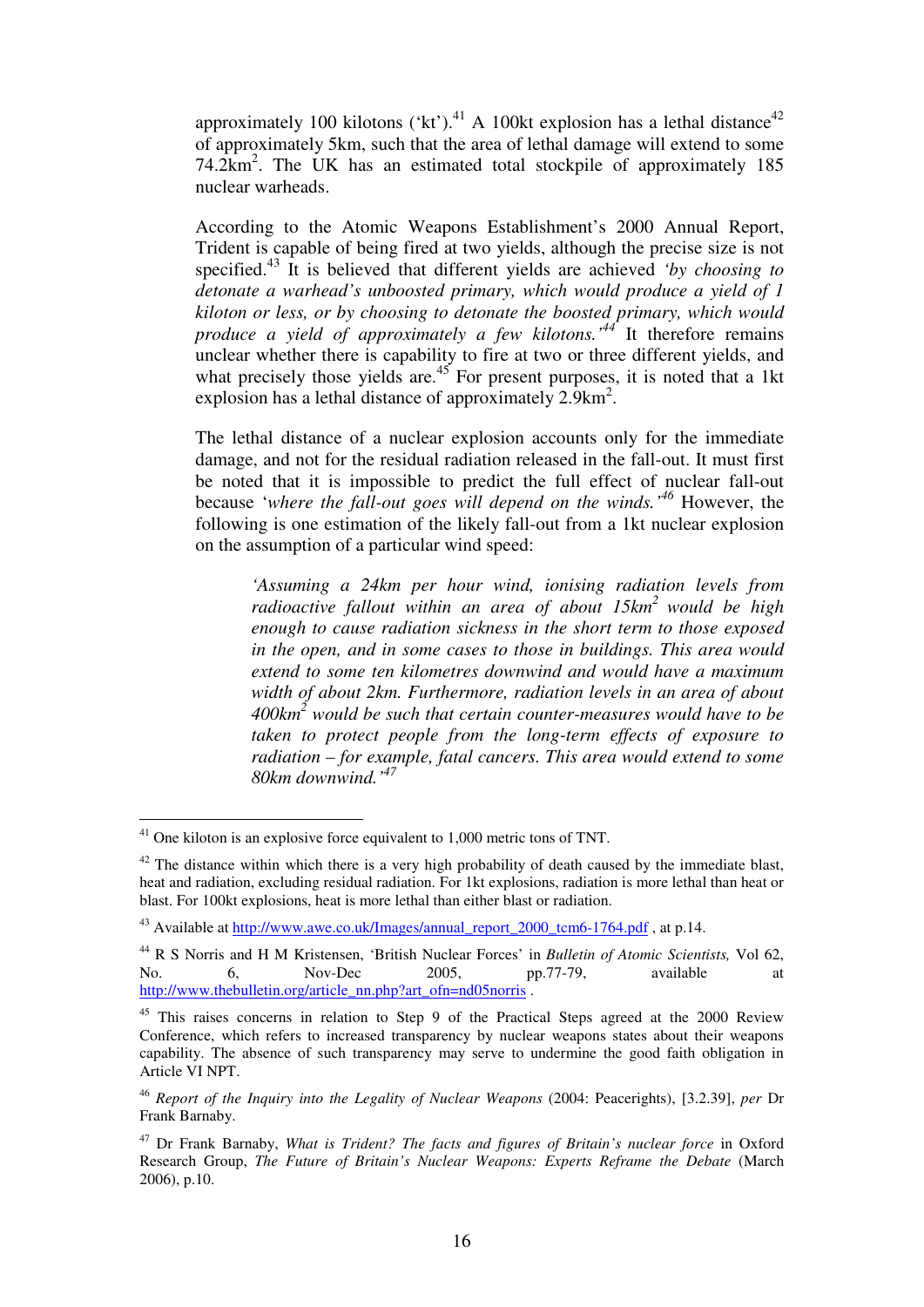approximately 100 kilotons ('kt').[41] A 100kt explosion has a lethal distance[42] of approximately 5km, such that the area of lethal damage will extend to some 74.2km$^2$. The UK has an estimated total stockpile of approximately 185 nuclear warheads.

According to the Atomic Weapons Establishment's 2000 Annual Report, Trident is capable of being fired at two yields, although the precise size is not specified.[43] It is believed that different yields are achieved *'by choosing to detonate a warhead's unboosted primary, which would produce a yield of 1 kiloton or less, or by choosing to detonate the boosted primary, which would produce a yield of approximately a few kilotons.'*[44] It therefore remains unclear whether there is capability to fire at two or three different yields, and what precisely those yields are.[45] For present purposes, it is noted that a 1kt explosion has a lethal distance of approximately 2.9km$^2$.

The lethal distance of a nuclear explosion accounts only for the immediate damage, and not for the residual radiation released in the fall-out. It must first be noted that it is impossible to predict the full effect of nuclear fall-out because '*where the fall-out goes will depend on the winds.'*[46] However, the following is one estimation of the likely fall-out from a 1kt nuclear explosion on the assumption of a particular wind speed:

> *'Assuming a 24km per hour wind, ionising radiation levels from radioactive fallout within an area of about 15km$^2$ would be high enough to cause radiation sickness in the short term to those exposed in the open, and in some cases to those in buildings. This area would extend to some ten kilometres downwind and would have a maximum width of about 2km. Furthermore, radiation levels in an area of about 400km$^2$ would be such that certain counter-measures would have to be taken to protect people from the long-term effects of exposure to radiation – for example, fatal cancers. This area would extend to some 80km downwind.'*[47]

---

[41] One kiloton is an explosive force equivalent to 1,000 metric tons of TNT.

[42] The distance within which there is a very high probability of death caused by the immediate blast, heat and radiation, excluding residual radiation. For 1kt explosions, radiation is more lethal than heat or blast. For 100kt explosions, heat is more lethal than either blast or radiation.

[43] Available at http://www.awe.co.uk/Images/annual_report_2000_tcm6-1764.pdf , at p.14.

[44] R S Norris and H M Kristensen, 'British Nuclear Forces' in *Bulletin of Atomic Scientists,* Vol 62, No. 6, Nov-Dec 2005, pp.77-79, available at http://www.thebulletin.org/article_nn.php?art_ofn=nd05norris .

[45] This raises concerns in relation to Step 9 of the Practical Steps agreed at the 2000 Review Conference, which refers to increased transparency by nuclear weapons states about their weapons capability. The absence of such transparency may serve to undermine the good faith obligation in Article VI NPT.

[46] *Report of the Inquiry into the Legality of Nuclear Weapons* (2004: Peacerights), [3.2.39], *per* Dr Frank Barnaby.

[47] Dr Frank Barnaby, *What is Trident? The facts and figures of Britain's nuclear force* in Oxford Research Group, *The Future of Britain's Nuclear Weapons: Experts Reframe the Debate* (March 2006), p.10.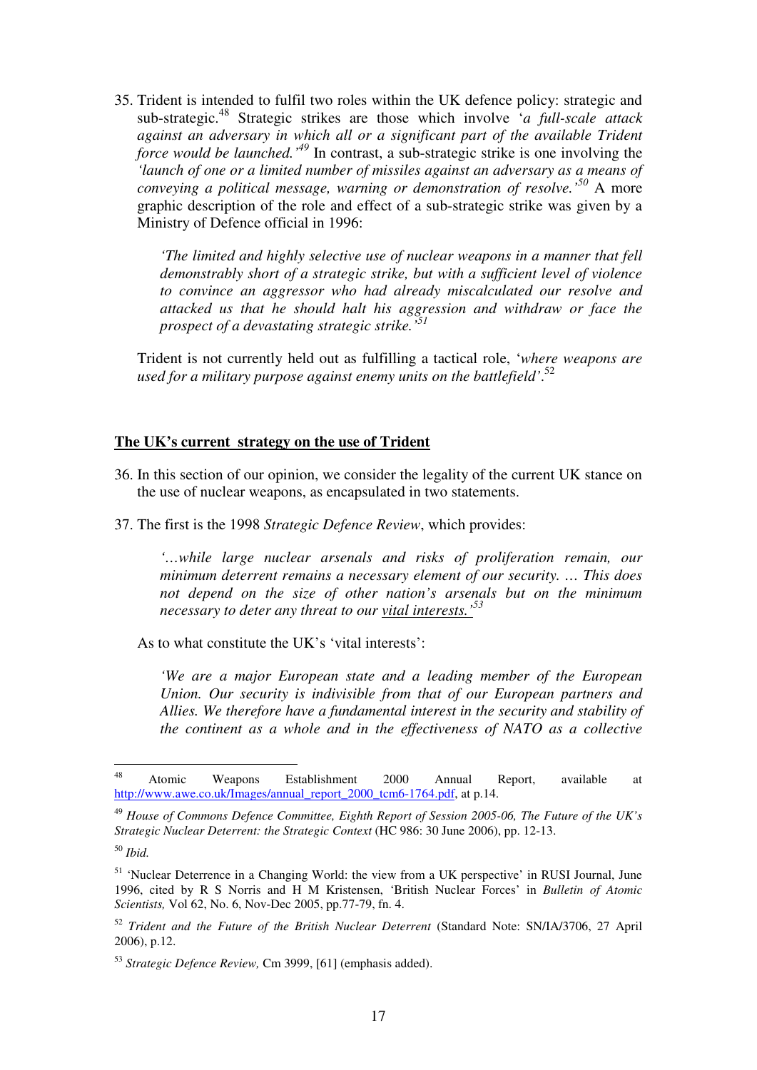35. Trident is intended to fulfil two roles within the UK defence policy: strategic and sub-strategic.[48] Strategic strikes are those which involve '*a full-scale attack against an adversary in which all or a significant part of the available Trident force would be launched.'*[49] In contrast, a sub-strategic strike is one involving the *'launch of one or a limited number of missiles against an adversary as a means of conveying a political message, warning or demonstration of resolve.'*[50] A more graphic description of the role and effect of a sub-strategic strike was given by a Ministry of Defence official in 1996:

    *'The limited and highly selective use of nuclear weapons in a manner that fell demonstrably short of a strategic strike, but with a sufficient level of violence to convince an aggressor who had already miscalculated our resolve and attacked us that he should halt his aggression and withdraw or face the prospect of a devastating strategic strike.'*[51]

    Trident is not currently held out as fulfilling a tactical role, '*where weapons are used for a military purpose against enemy units on the battlefield'*.[52]

## The UK's current strategy on the use of Trident

36. In this section of our opinion, we consider the legality of the current UK stance on the use of nuclear weapons, as encapsulated in two statements.

37. The first is the 1998 *Strategic Defence Review*, which provides:

    *'…while large nuclear arsenals and risks of proliferation remain, our minimum deterrent remains a necessary element of our security. … This does not depend on the size of other nation's arsenals but on the minimum necessary to deter any threat to our <u>vital interests.'</u>*[53]

    As to what constitute the UK's 'vital interests':

    *'We are a major European state and a leading member of the European Union. Our security is indivisible from that of our European partners and Allies. We therefore have a fundamental interest in the security and stability of the continent as a whole and in the effectiveness of NATO as a collective*

---

[48] Atomic Weapons Establishment 2000 Annual Report, available at http://www.awe.co.uk/Images/annual_report_2000_tcm6-1764.pdf, at p.14.

[49] *House of Commons Defence Committee, Eighth Report of Session 2005-06, The Future of the UK's Strategic Nuclear Deterrent: the Strategic Context* (HC 986: 30 June 2006), pp. 12-13.

[50] *Ibid.*

[51] 'Nuclear Deterrence in a Changing World: the view from a UK perspective' in RUSI Journal, June 1996, cited by R S Norris and H M Kristensen, 'British Nuclear Forces' in *Bulletin of Atomic Scientists,* Vol 62, No. 6, Nov-Dec 2005, pp.77-79, fn. 4.

[52] *Trident and the Future of the British Nuclear Deterrent* (Standard Note: SN/IA/3706, 27 April 2006), p.12.

[53] *Strategic Defence Review,* Cm 3999, [61] (emphasis added).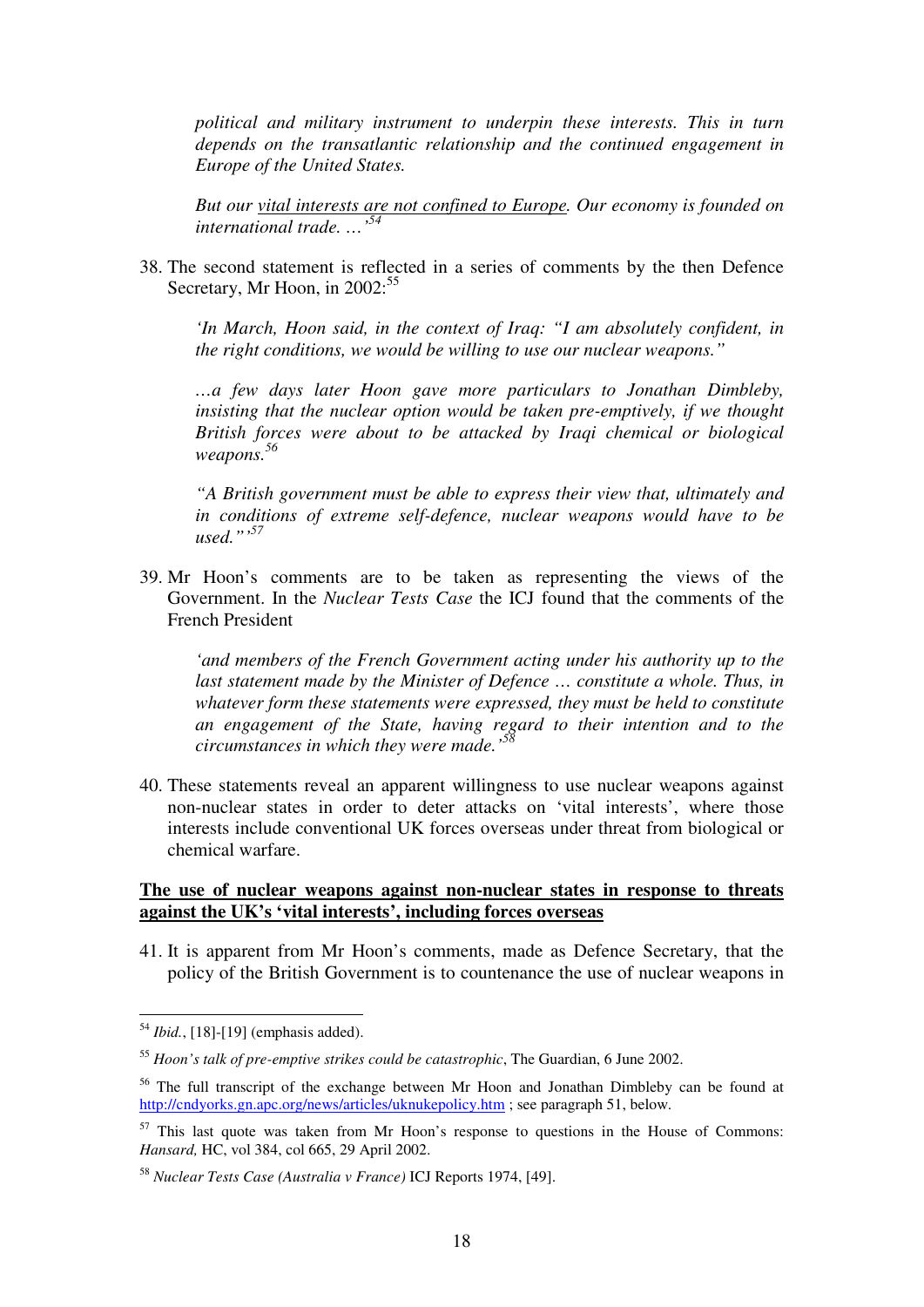*political and military instrument to underpin these interests. This in turn depends on the transatlantic relationship and the continued engagement in Europe of the United States.*

*But our <u>vital interests are not confined to Europe</u>. Our economy is founded on international trade. …'*[54]

38. The second statement is reflected in a series of comments by the then Defence Secretary, Mr Hoon, in 2002:[55]

*'In March, Hoon said, in the context of Iraq: "I am absolutely confident, in the right conditions, we would be willing to use our nuclear weapons."*

*…a few days later Hoon gave more particulars to Jonathan Dimbleby, insisting that the nuclear option would be taken pre-emptively, if we thought British forces were about to be attacked by Iraqi chemical or biological weapons.*[56]

*"A British government must be able to express their view that, ultimately and in conditions of extreme self-defence, nuclear weapons would have to be used."'*[57]

39. Mr Hoon's comments are to be taken as representing the views of the Government. In the *Nuclear Tests Case* the ICJ found that the comments of the French President

*'and members of the French Government acting under his authority up to the last statement made by the Minister of Defence … constitute a whole. Thus, in whatever form these statements were expressed, they must be held to constitute an engagement of the State, having regard to their intention and to the circumstances in which they were made.'*[58]

40. These statements reveal an apparent willingness to use nuclear weapons against non-nuclear states in order to deter attacks on 'vital interests', where those interests include conventional UK forces overseas under threat from biological or chemical warfare.

**<u>The use of nuclear weapons against non-nuclear states in response to threats against the UK's 'vital interests', including forces overseas</u>**

41. It is apparent from Mr Hoon's comments, made as Defence Secretary, that the policy of the British Government is to countenance the use of nuclear weapons in

---

[54] *Ibid.*, [18]-[19] (emphasis added).

[55] *Hoon's talk of pre-emptive strikes could be catastrophic*, The Guardian, 6 June 2002.

[56] The full transcript of the exchange between Mr Hoon and Jonathan Dimbleby can be found at http://cndyorks.gn.apc.org/news/articles/uknukepolicy.htm ; see paragraph 51, below.

[57] This last quote was taken from Mr Hoon's response to questions in the House of Commons: *Hansard,* HC, vol 384, col 665, 29 April 2002.

[58] *Nuclear Tests Case (Australia v France)* ICJ Reports 1974, [49].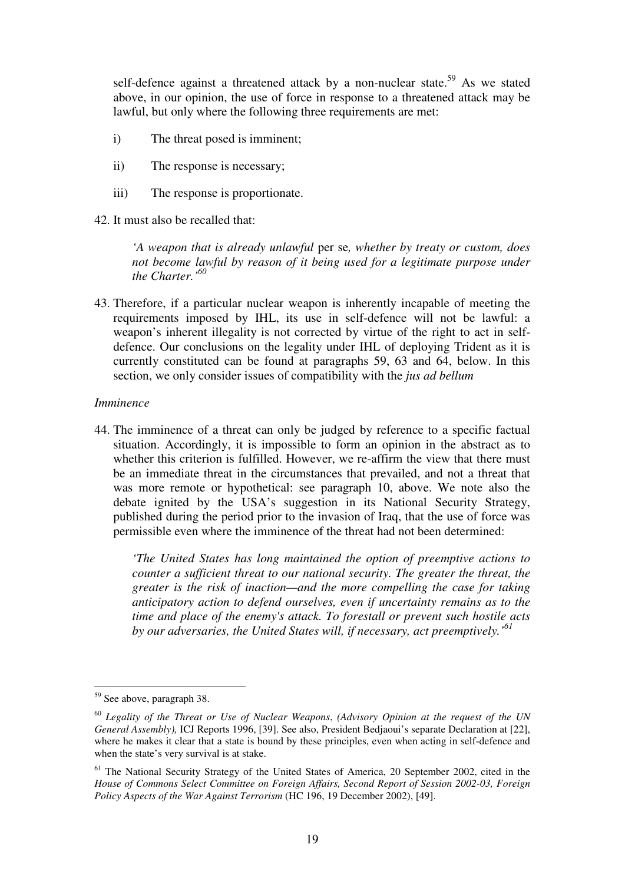self-defence against a threatened attack by a non-nuclear state.[59] As we stated above, in our opinion, the use of force in response to a threatened attack may be lawful, but only where the following three requirements are met:

i) The threat posed is imminent;

ii) The response is necessary;

iii) The response is proportionate.

42. It must also be recalled that:

> *'A weapon that is already unlawful* per se*, whether by treaty or custom, does not become lawful by reason of it being used for a legitimate purpose under the Charter.'*[60]

43. Therefore, if a particular nuclear weapon is inherently incapable of meeting the requirements imposed by IHL, its use in self-defence will not be lawful: a weapon's inherent illegality is not corrected by virtue of the right to act in self-defence. Our conclusions on the legality under IHL of deploying Trident as it is currently constituted can be found at paragraphs 59, 63 and 64, below. In this section, we only consider issues of compatibility with the *jus ad bellum*

*Imminence*

44. The imminence of a threat can only be judged by reference to a specific factual situation. Accordingly, it is impossible to form an opinion in the abstract as to whether this criterion is fulfilled. However, we re-affirm the view that there must be an immediate threat in the circumstances that prevailed, and not a threat that was more remote or hypothetical: see paragraph 10, above. We note also the debate ignited by the USA's suggestion in its National Security Strategy, published during the period prior to the invasion of Iraq, that the use of force was permissible even where the imminence of the threat had not been determined:

> *'The United States has long maintained the option of preemptive actions to counter a sufficient threat to our national security. The greater the threat, the greater is the risk of inaction—and the more compelling the case for taking anticipatory action to defend ourselves, even if uncertainty remains as to the time and place of the enemy's attack. To forestall or prevent such hostile acts by our adversaries, the United States will, if necessary, act preemptively.'*[61]

---

[59] See above, paragraph 38.

[60] *Legality of the Threat or Use of Nuclear Weapons*, *(Advisory Opinion at the request of the UN General Assembly),* ICJ Reports 1996, [39]. See also, President Bedjaoui's separate Declaration at [22], where he makes it clear that a state is bound by these principles, even when acting in self-defence and when the state's very survival is at stake.

[61] The National Security Strategy of the United States of America, 20 September 2002, cited in the *House of Commons Select Committee on Foreign Affairs, Second Report of Session 2002-03, Foreign Policy Aspects of the War Against Terrorism* (HC 196, 19 December 2002), [49].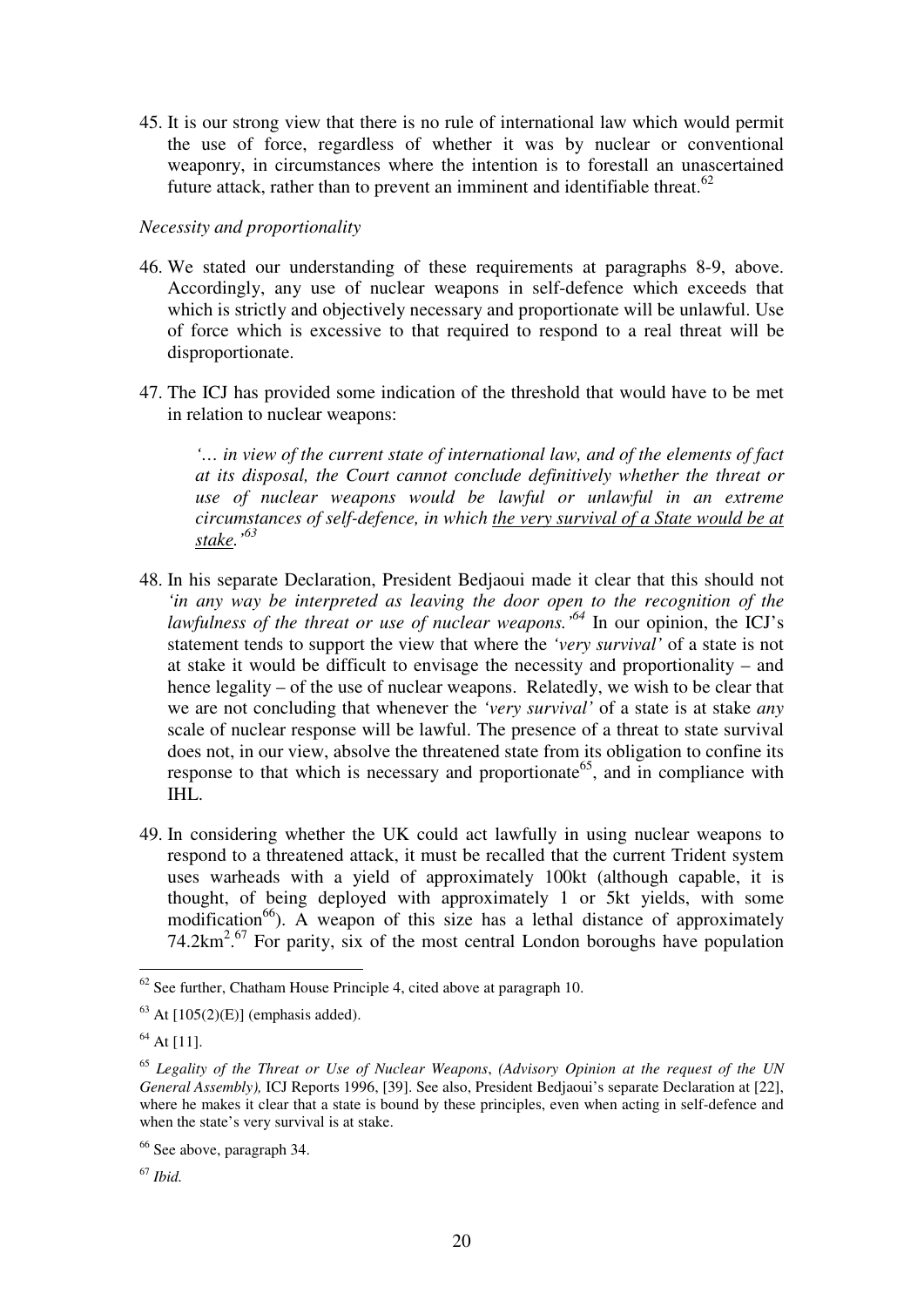45. It is our strong view that there is no rule of international law which would permit the use of force, regardless of whether it was by nuclear or conventional weaponry, in circumstances where the intention is to forestall an unascertained future attack, rather than to prevent an imminent and identifiable threat.[62]

*Necessity and proportionality*

46. We stated our understanding of these requirements at paragraphs 8-9, above. Accordingly, any use of nuclear weapons in self-defence which exceeds that which is strictly and objectively necessary and proportionate will be unlawful. Use of force which is excessive to that required to respond to a real threat will be disproportionate.

47. The ICJ has provided some indication of the threshold that would have to be met in relation to nuclear weapons:

> *'… in view of the current state of international law, and of the elements of fact at its disposal, the Court cannot conclude definitively whether the threat or use of nuclear weapons would be lawful or unlawful in an extreme circumstances of self-defence, in which <u>the very survival of a State would be at stake</u>.'*[63]

48. In his separate Declaration, President Bedjaoui made it clear that this should not *'in any way be interpreted as leaving the door open to the recognition of the lawfulness of the threat or use of nuclear weapons.'*[64] In our opinion, the ICJ's statement tends to support the view that where the *'very survival'* of a state is not at stake it would be difficult to envisage the necessity and proportionality – and hence legality – of the use of nuclear weapons. Relatedly, we wish to be clear that we are not concluding that whenever the *'very survival'* of a state is at stake *any* scale of nuclear response will be lawful. The presence of a threat to state survival does not, in our view, absolve the threatened state from its obligation to confine its response to that which is necessary and proportionate[65], and in compliance with IHL.

49. In considering whether the UK could act lawfully in using nuclear weapons to respond to a threatened attack, it must be recalled that the current Trident system uses warheads with a yield of approximately 100kt (although capable, it is thought, of being deployed with approximately 1 or 5kt yields, with some modification[66]). A weapon of this size has a lethal distance of approximately 74.2km$^2$.[67] For parity, six of the most central London boroughs have population

---

[62] See further, Chatham House Principle 4, cited above at paragraph 10.

[63] At [105(2)(E)] (emphasis added).

[64] At [11].

[65] *Legality of the Threat or Use of Nuclear Weapons*, *(Advisory Opinion at the request of the UN General Assembly),* ICJ Reports 1996, [39]. See also, President Bedjaoui's separate Declaration at [22], where he makes it clear that a state is bound by these principles, even when acting in self-defence and when the state's very survival is at stake.

[66] See above, paragraph 34.

[67] *Ibid.*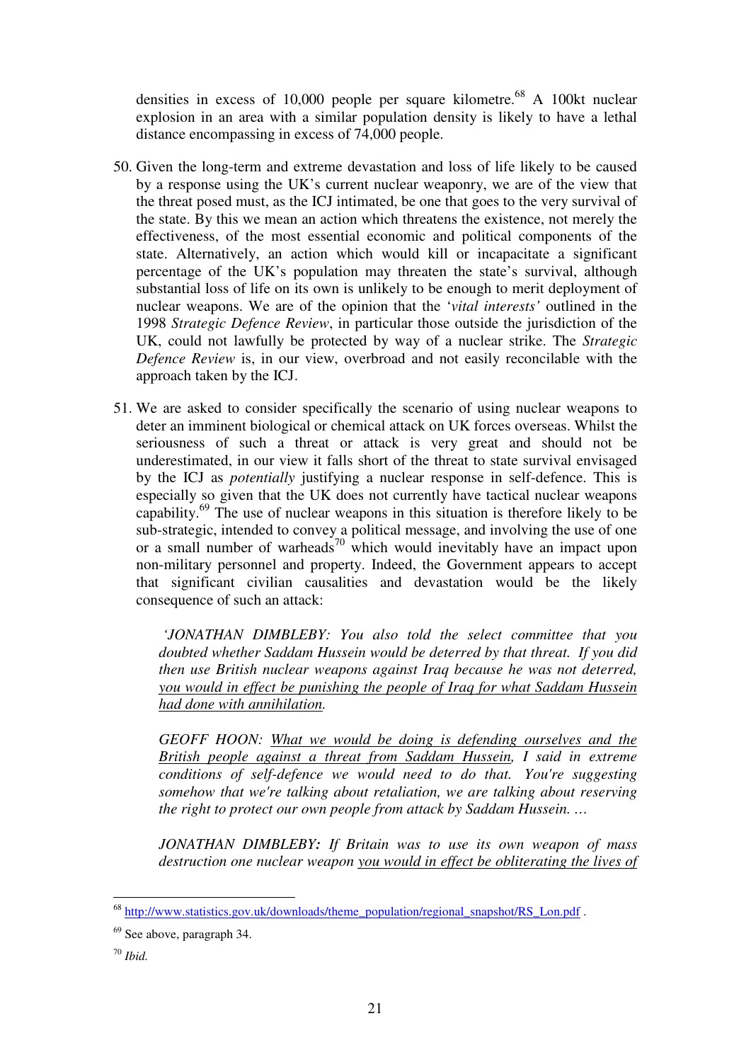densities in excess of 10,000 people per square kilometre.[68] A 100kt nuclear explosion in an area with a similar population density is likely to have a lethal distance encompassing in excess of 74,000 people.

50. Given the long-term and extreme devastation and loss of life likely to be caused by a response using the UK's current nuclear weaponry, we are of the view that the threat posed must, as the ICJ intimated, be one that goes to the very survival of the state. By this we mean an action which threatens the existence, not merely the effectiveness, of the most essential economic and political components of the state. Alternatively, an action which would kill or incapacitate a significant percentage of the UK's population may threaten the state's survival, although substantial loss of life on its own is unlikely to be enough to merit deployment of nuclear weapons. We are of the opinion that the '*vital interests'* outlined in the 1998 *Strategic Defence Review*, in particular those outside the jurisdiction of the UK, could not lawfully be protected by way of a nuclear strike. The *Strategic Defence Review* is, in our view, overbroad and not easily reconcilable with the approach taken by the ICJ.

51. We are asked to consider specifically the scenario of using nuclear weapons to deter an imminent biological or chemical attack on UK forces overseas. Whilst the seriousness of such a threat or attack is very great and should not be underestimated, in our view it falls short of the threat to state survival envisaged by the ICJ as *potentially* justifying a nuclear response in self-defence. This is especially so given that the UK does not currently have tactical nuclear weapons capability.[69] The use of nuclear weapons in this situation is therefore likely to be sub-strategic, intended to convey a political message, and involving the use of one or a small number of warheads[70] which would inevitably have an impact upon non-military personnel and property. Indeed, the Government appears to accept that significant civilian causalities and devastation would be the likely consequence of such an attack:

> *'JONATHAN DIMBLEBY: You also told the select committee that you doubted whether Saddam Hussein would be deterred by that threat. If you did then use British nuclear weapons against Iraq because he was not deterred, <u>you would in effect be punishing the people of Iraq for what Saddam Hussein had done with annihilation</u>.*
>
> *GEOFF HOON: <u>What we would be doing is defending ourselves and the British people against a threat from Saddam Hussein</u>, I said in extreme conditions of self-defence we would need to do that. You're suggesting somehow that we're talking about retaliation, we are talking about reserving the right to protect our own people from attack by Saddam Hussein. …*
>
> *JONATHAN DIMBLEBY: If Britain was to use its own weapon of mass destruction one nuclear weapon <u>you would in effect be obliterating the lives of</u>*

---

[68] http://www.statistics.gov.uk/downloads/theme_population/regional_snapshot/RS_Lon.pdf .

[69] See above, paragraph 34.

[70] *Ibid.*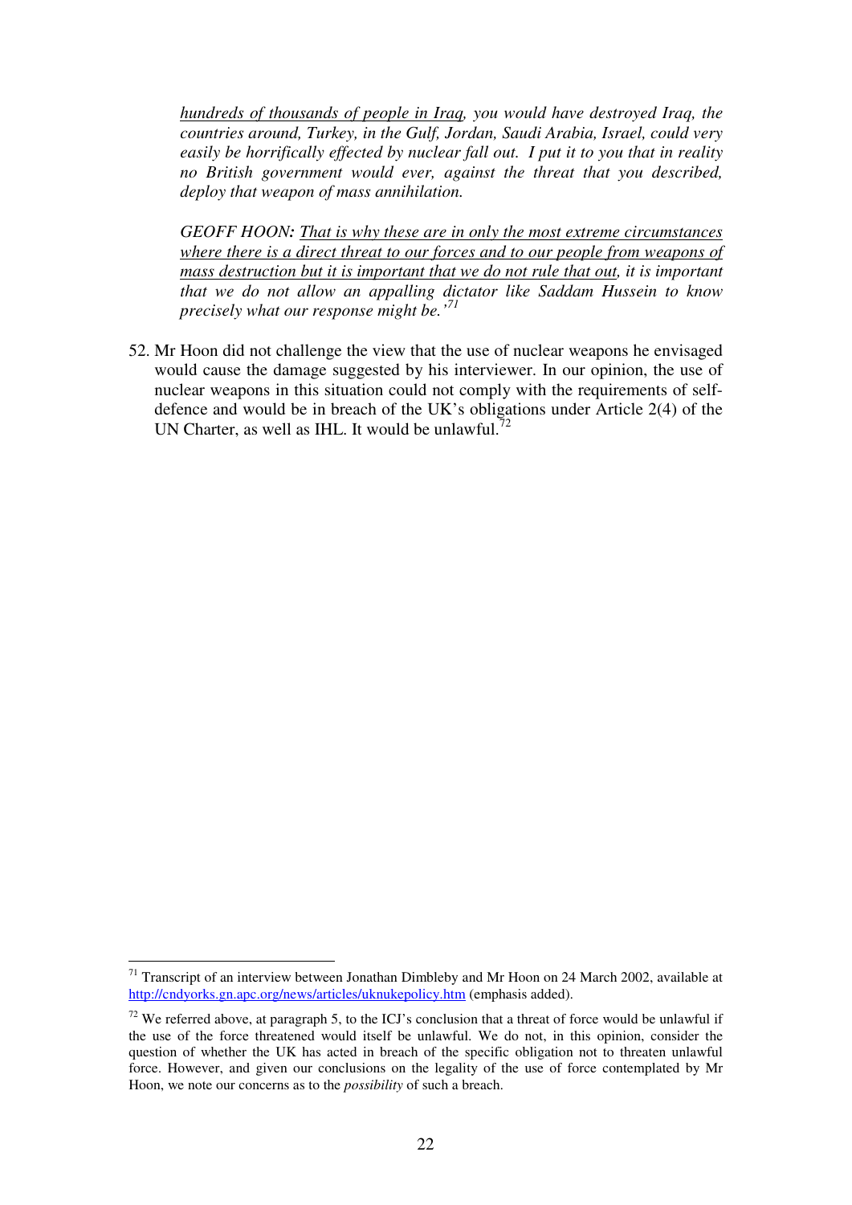*<u>hundreds of thousands of people in Iraq</u>, you would have destroyed Iraq, the countries around, Turkey, in the Gulf, Jordan, Saudi Arabia, Israel, could very easily be horrifically effected by nuclear fall out. I put it to you that in reality no British government would ever, against the threat that you described, deploy that weapon of mass annihilation.*

*GEOFF HOON: <u>That is why these are in only the most extreme circumstances where there is a direct threat to our forces and to our people from weapons of mass destruction but it is important that we do not rule that out</u>, it is important that we do not allow an appalling dictator like Saddam Hussein to know precisely what our response might be.'*[71]

52. Mr Hoon did not challenge the view that the use of nuclear weapons he envisaged would cause the damage suggested by his interviewer. In our opinion, the use of nuclear weapons in this situation could not comply with the requirements of self-defence and would be in breach of the UK's obligations under Article 2(4) of the UN Charter, as well as IHL. It would be unlawful.[72]

---

[71] Transcript of an interview between Jonathan Dimbleby and Mr Hoon on 24 March 2002, available at http://cndyorks.gn.apc.org/news/articles/uknukepolicy.htm (emphasis added).

[72] We referred above, at paragraph 5, to the ICJ's conclusion that a threat of force would be unlawful if the use of the force threatened would itself be unlawful. We do not, in this opinion, consider the question of whether the UK has acted in breach of the specific obligation not to threaten unlawful force. However, and given our conclusions on the legality of the use of force contemplated by Mr Hoon, we note our concerns as to the *possibility* of such a breach.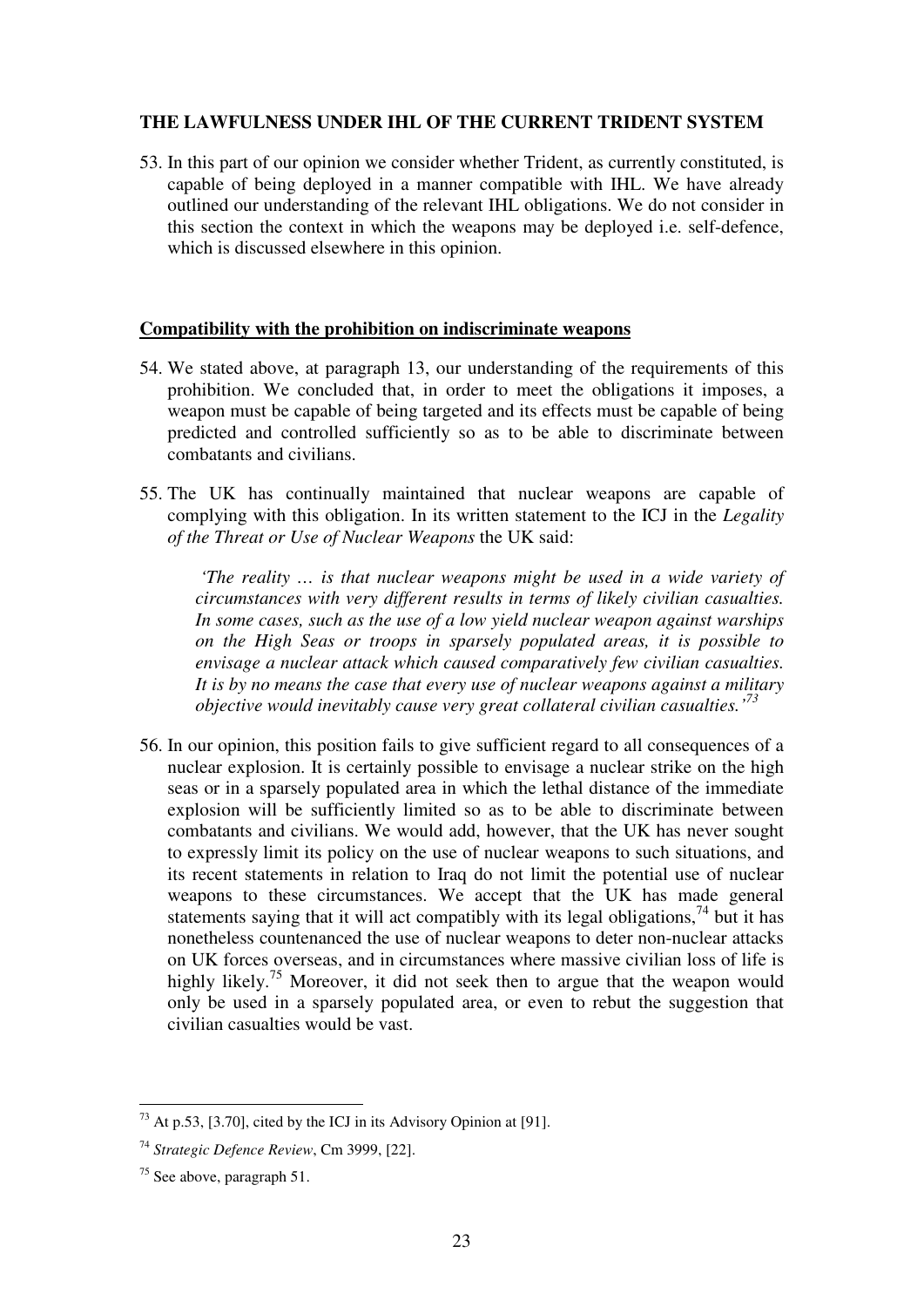**THE LAWFULNESS UNDER IHL OF THE CURRENT TRIDENT SYSTEM**

53. In this part of our opinion we consider whether Trident, as currently constituted, is capable of being deployed in a manner compatible with IHL. We have already outlined our understanding of the relevant IHL obligations. We do not consider in this section the context in which the weapons may be deployed i.e. self-defence, which is discussed elsewhere in this opinion.

**Compatibility with the prohibition on indiscriminate weapons**

54. We stated above, at paragraph 13, our understanding of the requirements of this prohibition. We concluded that, in order to meet the obligations it imposes, a weapon must be capable of being targeted and its effects must be capable of being predicted and controlled sufficiently so as to be able to discriminate between combatants and civilians.

55. The UK has continually maintained that nuclear weapons are capable of complying with this obligation. In its written statement to the ICJ in the *Legality of the Threat or Use of Nuclear Weapons* the UK said:

> *'The reality … is that nuclear weapons might be used in a wide variety of circumstances with very different results in terms of likely civilian casualties. In some cases, such as the use of a low yield nuclear weapon against warships on the High Seas or troops in sparsely populated areas, it is possible to envisage a nuclear attack which caused comparatively few civilian casualties. It is by no means the case that every use of nuclear weapons against a military objective would inevitably cause very great collateral civilian casualties.'*[73]

56. In our opinion, this position fails to give sufficient regard to all consequences of a nuclear explosion. It is certainly possible to envisage a nuclear strike on the high seas or in a sparsely populated area in which the lethal distance of the immediate explosion will be sufficiently limited so as to be able to discriminate between combatants and civilians. We would add, however, that the UK has never sought to expressly limit its policy on the use of nuclear weapons to such situations, and its recent statements in relation to Iraq do not limit the potential use of nuclear weapons to these circumstances. We accept that the UK has made general statements saying that it will act compatibly with its legal obligations,[74] but it has nonetheless countenanced the use of nuclear weapons to deter non-nuclear attacks on UK forces overseas, and in circumstances where massive civilian loss of life is highly likely.[75] Moreover, it did not seek then to argue that the weapon would only be used in a sparsely populated area, or even to rebut the suggestion that civilian casualties would be vast.

---

[73] At p.53, [3.70], cited by the ICJ in its Advisory Opinion at [91].

[74] *Strategic Defence Review*, Cm 3999, [22].

[75] See above, paragraph 51.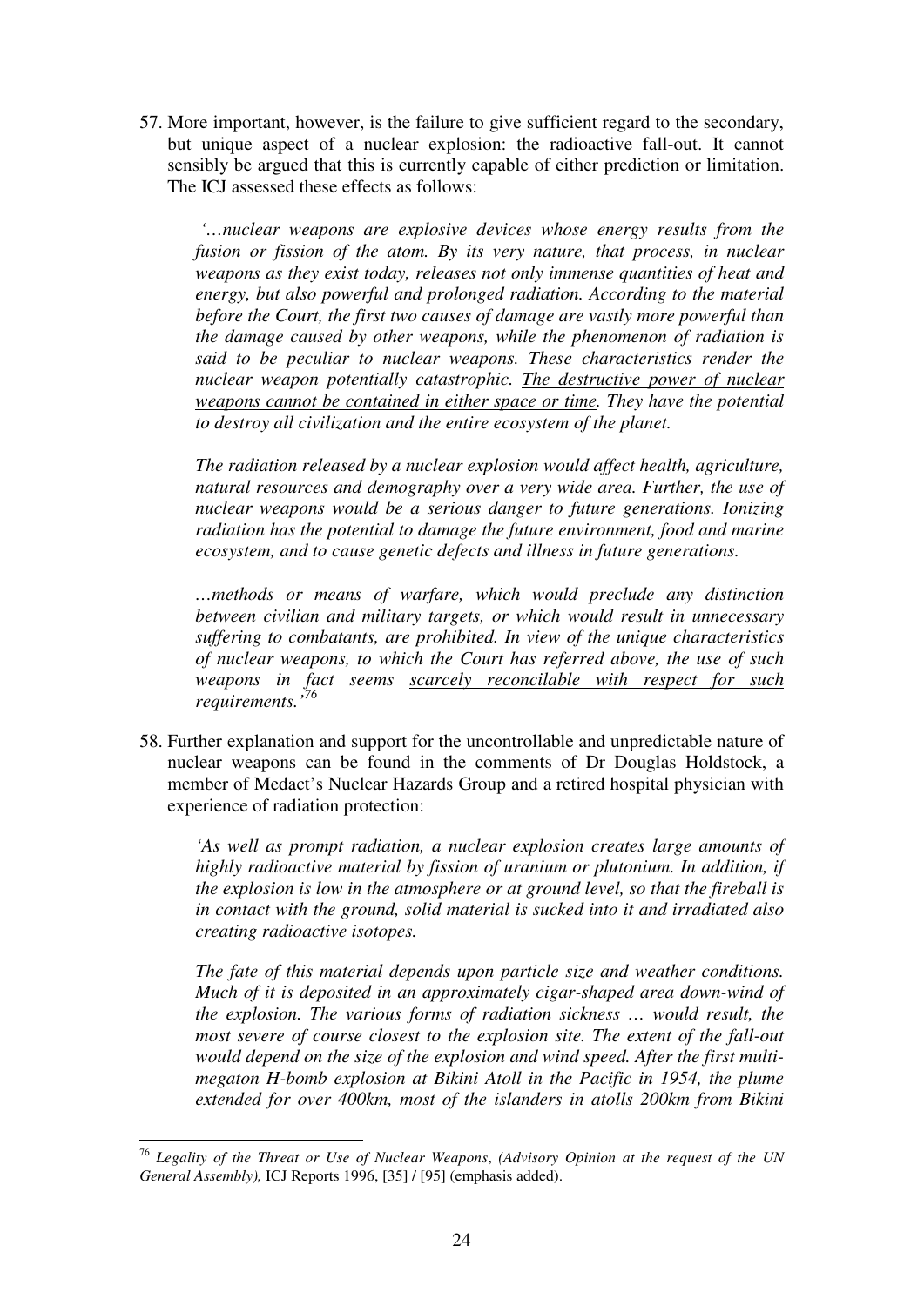57. More important, however, is the failure to give sufficient regard to the secondary, but unique aspect of a nuclear explosion: the radioactive fall-out. It cannot sensibly be argued that this is currently capable of either prediction or limitation. The ICJ assessed these effects as follows:

> *'…nuclear weapons are explosive devices whose energy results from the fusion or fission of the atom. By its very nature, that process, in nuclear weapons as they exist today, releases not only immense quantities of heat and energy, but also powerful and prolonged radiation. According to the material before the Court, the first two causes of damage are vastly more powerful than the damage caused by other weapons, while the phenomenon of radiation is said to be peculiar to nuclear weapons. These characteristics render the nuclear weapon potentially catastrophic. <u>The destructive power of nuclear weapons cannot be contained in either space or time</u>. They have the potential to destroy all civilization and the entire ecosystem of the planet.*
>
> *The radiation released by a nuclear explosion would affect health, agriculture, natural resources and demography over a very wide area. Further, the use of nuclear weapons would be a serious danger to future generations. Ionizing radiation has the potential to damage the future environment, food and marine ecosystem, and to cause genetic defects and illness in future generations.*
>
> *…methods or means of warfare, which would preclude any distinction between civilian and military targets, or which would result in unnecessary suffering to combatants, are prohibited. In view of the unique characteristics of nuclear weapons, to which the Court has referred above, the use of such weapons in fact seems <u>scarcely reconcilable with respect for such requirements</u>.'*[76]

58. Further explanation and support for the uncontrollable and unpredictable nature of nuclear weapons can be found in the comments of Dr Douglas Holdstock, a member of Medact's Nuclear Hazards Group and a retired hospital physician with experience of radiation protection:

> *'As well as prompt radiation, a nuclear explosion creates large amounts of highly radioactive material by fission of uranium or plutonium. In addition, if the explosion is low in the atmosphere or at ground level, so that the fireball is in contact with the ground, solid material is sucked into it and irradiated also creating radioactive isotopes.*
>
> *The fate of this material depends upon particle size and weather conditions. Much of it is deposited in an approximately cigar-shaped area down-wind of the explosion. The various forms of radiation sickness … would result, the most severe of course closest to the explosion site. The extent of the fall-out would depend on the size of the explosion and wind speed. After the first multi-megaton H-bomb explosion at Bikini Atoll in the Pacific in 1954, the plume extended for over 400km, most of the islanders in atolls 200km from Bikini*

---

[76] *Legality of the Threat or Use of Nuclear Weapons*, *(Advisory Opinion at the request of the UN General Assembly),* ICJ Reports 1996, [35] / [95] (emphasis added).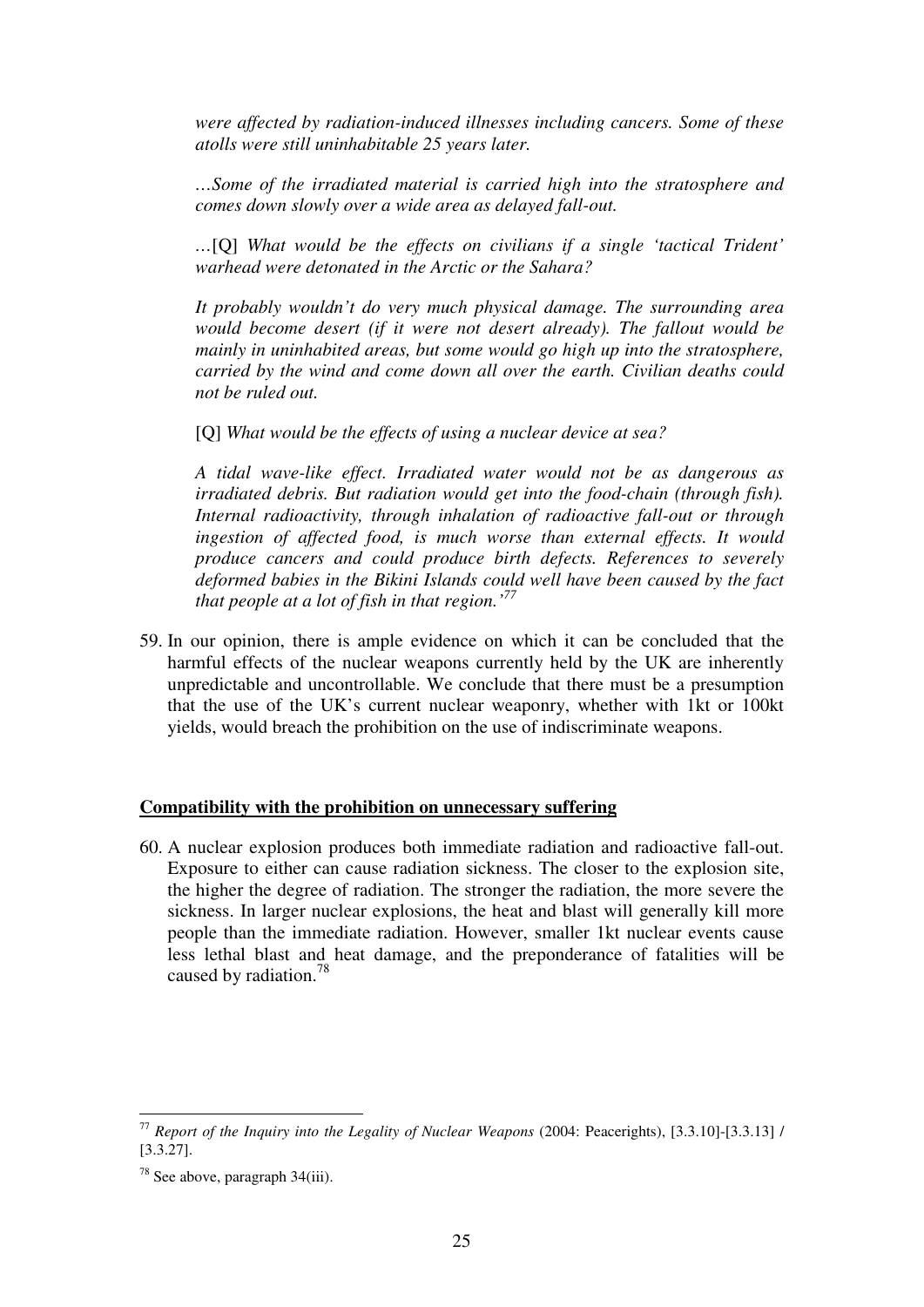*were affected by radiation-induced illnesses including cancers. Some of these atolls were still uninhabitable 25 years later.*

*…Some of the irradiated material is carried high into the stratosphere and comes down slowly over a wide area as delayed fall-out.*

…[Q] *What would be the effects on civilians if a single 'tactical Trident' warhead were detonated in the Arctic or the Sahara?*

*It probably wouldn't do very much physical damage. The surrounding area would become desert (if it were not desert already). The fallout would be mainly in uninhabited areas, but some would go high up into the stratosphere, carried by the wind and come down all over the earth. Civilian deaths could not be ruled out.*

[Q] *What would be the effects of using a nuclear device at sea?*

*A tidal wave-like effect. Irradiated water would not be as dangerous as irradiated debris. But radiation would get into the food-chain (through fish). Internal radioactivity, through inhalation of radioactive fall-out or through ingestion of affected food, is much worse than external effects. It would produce cancers and could produce birth defects. References to severely deformed babies in the Bikini Islands could well have been caused by the fact that people at a lot of fish in that region.'*[77]

59. In our opinion, there is ample evidence on which it can be concluded that the harmful effects of the nuclear weapons currently held by the UK are inherently unpredictable and uncontrollable. We conclude that there must be a presumption that the use of the UK's current nuclear weaponry, whether with 1kt or 100kt yields, would breach the prohibition on the use of indiscriminate weapons.

**Compatibility with the prohibition on unnecessary suffering**

60. A nuclear explosion produces both immediate radiation and radioactive fall-out. Exposure to either can cause radiation sickness. The closer to the explosion site, the higher the degree of radiation. The stronger the radiation, the more severe the sickness. In larger nuclear explosions, the heat and blast will generally kill more people than the immediate radiation. However, smaller 1kt nuclear events cause less lethal blast and heat damage, and the preponderance of fatalities will be caused by radiation.[78]

---

[77] *Report of the Inquiry into the Legality of Nuclear Weapons* (2004: Peacerights), [3.3.10]-[3.3.13] / [3.3.27].

[78] See above, paragraph 34(iii).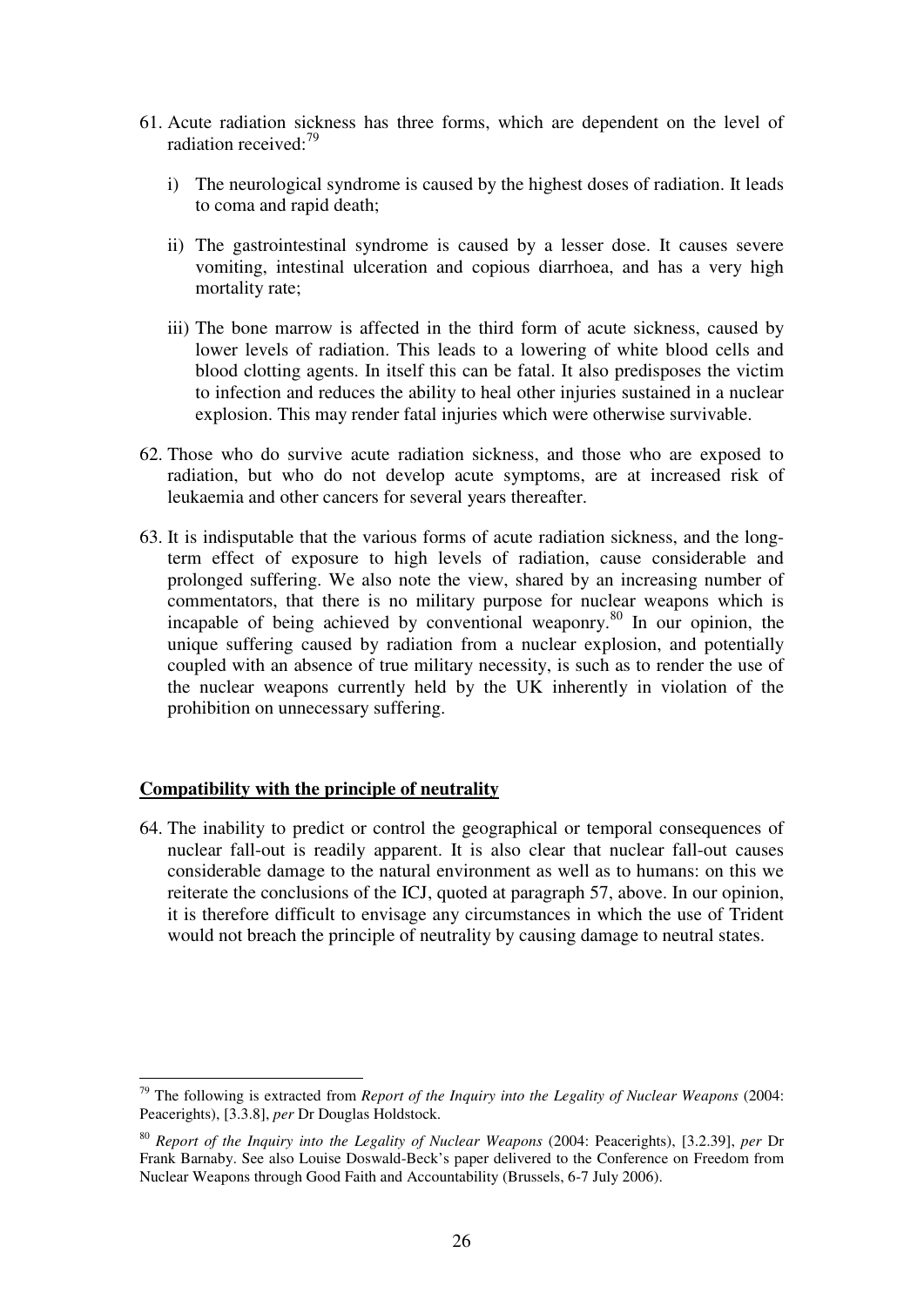61. Acute radiation sickness has three forms, which are dependent on the level of radiation received:[79]

    i) The neurological syndrome is caused by the highest doses of radiation. It leads to coma and rapid death;

    ii) The gastrointestinal syndrome is caused by a lesser dose. It causes severe vomiting, intestinal ulceration and copious diarrhoea, and has a very high mortality rate;

    iii) The bone marrow is affected in the third form of acute sickness, caused by lower levels of radiation. This leads to a lowering of white blood cells and blood clotting agents. In itself this can be fatal. It also predisposes the victim to infection and reduces the ability to heal other injuries sustained in a nuclear explosion. This may render fatal injuries which were otherwise survivable.

62. Those who do survive acute radiation sickness, and those who are exposed to radiation, but who do not develop acute symptoms, are at increased risk of leukaemia and other cancers for several years thereafter.

63. It is indisputable that the various forms of acute radiation sickness, and the long-term effect of exposure to high levels of radiation, cause considerable and prolonged suffering. We also note the view, shared by an increasing number of commentators, that there is no military purpose for nuclear weapons which is incapable of being achieved by conventional weaponry.[80] In our opinion, the unique suffering caused by radiation from a nuclear explosion, and potentially coupled with an absence of true military necessity, is such as to render the use of the nuclear weapons currently held by the UK inherently in violation of the prohibition on unnecessary suffering.

**Compatibility with the principle of neutrality**

64. The inability to predict or control the geographical or temporal consequences of nuclear fall-out is readily apparent. It is also clear that nuclear fall-out causes considerable damage to the natural environment as well as to humans: on this we reiterate the conclusions of the ICJ, quoted at paragraph 57, above. In our opinion, it is therefore difficult to envisage any circumstances in which the use of Trident would not breach the principle of neutrality by causing damage to neutral states.

---

[79] The following is extracted from *Report of the Inquiry into the Legality of Nuclear Weapons* (2004: Peacerights), [3.3.8], *per* Dr Douglas Holdstock.

[80] *Report of the Inquiry into the Legality of Nuclear Weapons* (2004: Peacerights), [3.2.39], *per* Dr Frank Barnaby. See also Louise Doswald-Beck's paper delivered to the Conference on Freedom from Nuclear Weapons through Good Faith and Accountability (Brussels, 6-7 July 2006).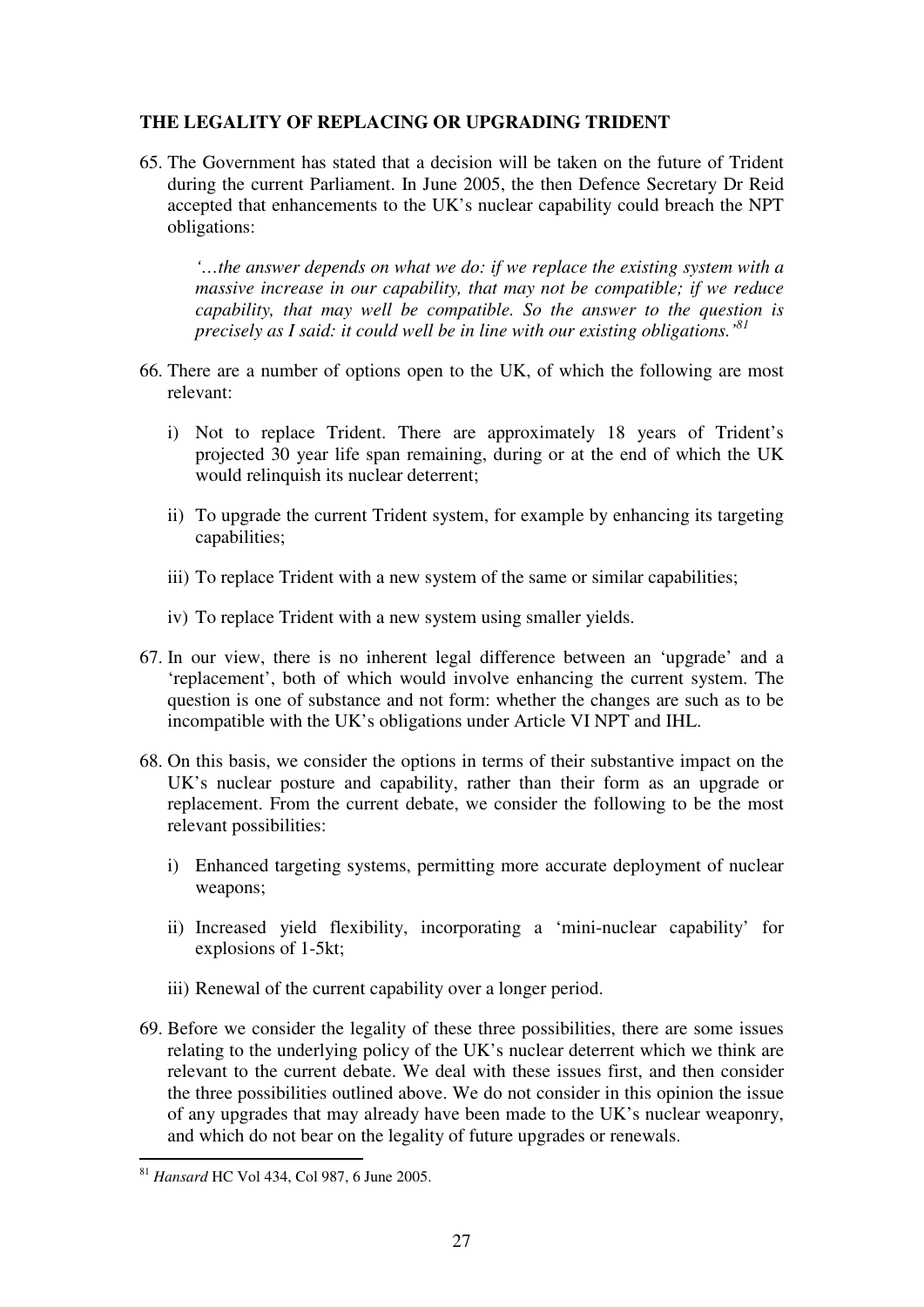**THE LEGALITY OF REPLACING OR UPGRADING TRIDENT**

65. The Government has stated that a decision will be taken on the future of Trident during the current Parliament. In June 2005, the then Defence Secretary Dr Reid accepted that enhancements to the UK's nuclear capability could breach the NPT obligations:

> *'…the answer depends on what we do: if we replace the existing system with a massive increase in our capability, that may not be compatible; if we reduce capability, that may well be compatible. So the answer to the question is precisely as I said: it could well be in line with our existing obligations.'*[81]

66. There are a number of options open to the UK, of which the following are most relevant:

    i) Not to replace Trident. There are approximately 18 years of Trident's projected 30 year life span remaining, during or at the end of which the UK would relinquish its nuclear deterrent;

    ii) To upgrade the current Trident system, for example by enhancing its targeting capabilities;

    iii) To replace Trident with a new system of the same or similar capabilities;

    iv) To replace Trident with a new system using smaller yields.

67. In our view, there is no inherent legal difference between an 'upgrade' and a 'replacement', both of which would involve enhancing the current system. The question is one of substance and not form: whether the changes are such as to be incompatible with the UK's obligations under Article VI NPT and IHL.

68. On this basis, we consider the options in terms of their substantive impact on the UK's nuclear posture and capability, rather than their form as an upgrade or replacement. From the current debate, we consider the following to be the most relevant possibilities:

    i) Enhanced targeting systems, permitting more accurate deployment of nuclear weapons;

    ii) Increased yield flexibility, incorporating a 'mini-nuclear capability' for explosions of 1-5kt;

    iii) Renewal of the current capability over a longer period.

69. Before we consider the legality of these three possibilities, there are some issues relating to the underlying policy of the UK's nuclear deterrent which we think are relevant to the current debate. We deal with these issues first, and then consider the three possibilities outlined above. We do not consider in this opinion the issue of any upgrades that may already have been made to the UK's nuclear weaponry, and which do not bear on the legality of future upgrades or renewals.

---

[81] *Hansard* HC Vol 434, Col 987, 6 June 2005.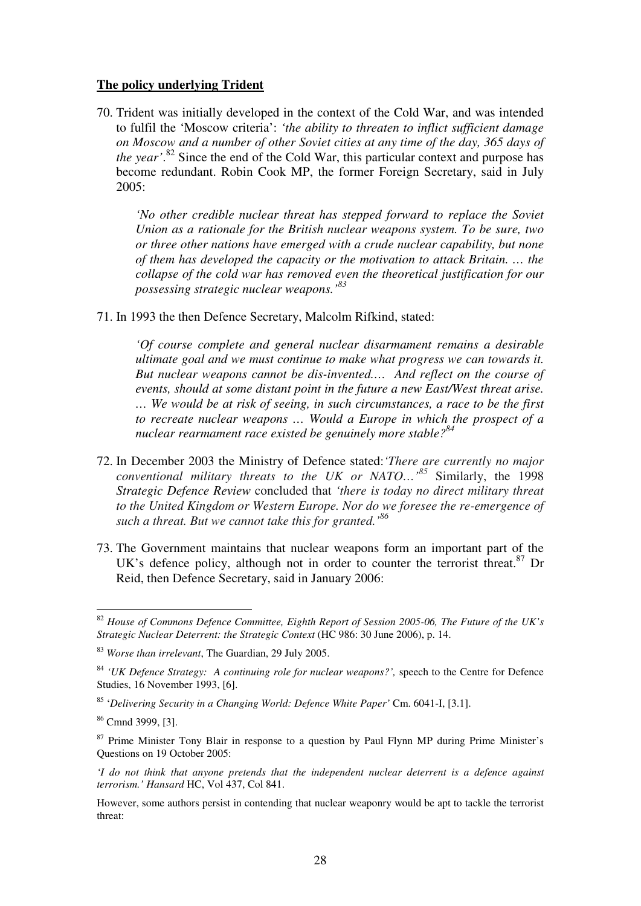**The policy underlying Trident**

70. Trident was initially developed in the context of the Cold War, and was intended to fulfil the 'Moscow criteria': *'the ability to threaten to inflict sufficient damage on Moscow and a number of other Soviet cities at any time of the day, 365 days of the year'*.[82] Since the end of the Cold War, this particular context and purpose has become redundant. Robin Cook MP, the former Foreign Secretary, said in July 2005:

    *'No other credible nuclear threat has stepped forward to replace the Soviet Union as a rationale for the British nuclear weapons system. To be sure, two or three other nations have emerged with a crude nuclear capability, but none of them has developed the capacity or the motivation to attack Britain. … the collapse of the cold war has removed even the theoretical justification for our possessing strategic nuclear weapons.'*[83]

71. In 1993 the then Defence Secretary, Malcolm Rifkind, stated:

    *'Of course complete and general nuclear disarmament remains a desirable ultimate goal and we must continue to make what progress we can towards it. But nuclear weapons cannot be dis-invented.… And reflect on the course of events, should at some distant point in the future a new East/West threat arise. … We would be at risk of seeing, in such circumstances, a race to be the first to recreate nuclear weapons … Would a Europe in which the prospect of a nuclear rearmament race existed be genuinely more stable?*[84]

72. In December 2003 the Ministry of Defence stated: *'There are currently no major conventional military threats to the UK or NATO…'*[85] Similarly, the 1998 *Strategic Defence Review* concluded that *'there is today no direct military threat to the United Kingdom or Western Europe. Nor do we foresee the re-emergence of such a threat. But we cannot take this for granted.'*[86]

73. The Government maintains that nuclear weapons form an important part of the UK's defence policy, although not in order to counter the terrorist threat.[87] Dr Reid, then Defence Secretary, said in January 2006:

---

[82] *House of Commons Defence Committee, Eighth Report of Session 2005-06, The Future of the UK's Strategic Nuclear Deterrent: the Strategic Context* (HC 986: 30 June 2006), p. 14.

[83] *Worse than irrelevant*, The Guardian, 29 July 2005.

[84] *'UK Defence Strategy: A continuing role for nuclear weapons?',* speech to the Centre for Defence Studies, 16 November 1993, [6].

[85] '*Delivering Security in a Changing World: Defence White Paper'* Cm. 6041-I, [3.1].

[86] Cmnd 3999, [3].

[87] Prime Minister Tony Blair in response to a question by Paul Flynn MP during Prime Minister's Questions on 19 October 2005:

*'I do not think that anyone pretends that the independent nuclear deterrent is a defence against terrorism.' Hansard* HC, Vol 437, Col 841.

However, some authors persist in contending that nuclear weaponry would be apt to tackle the terrorist threat: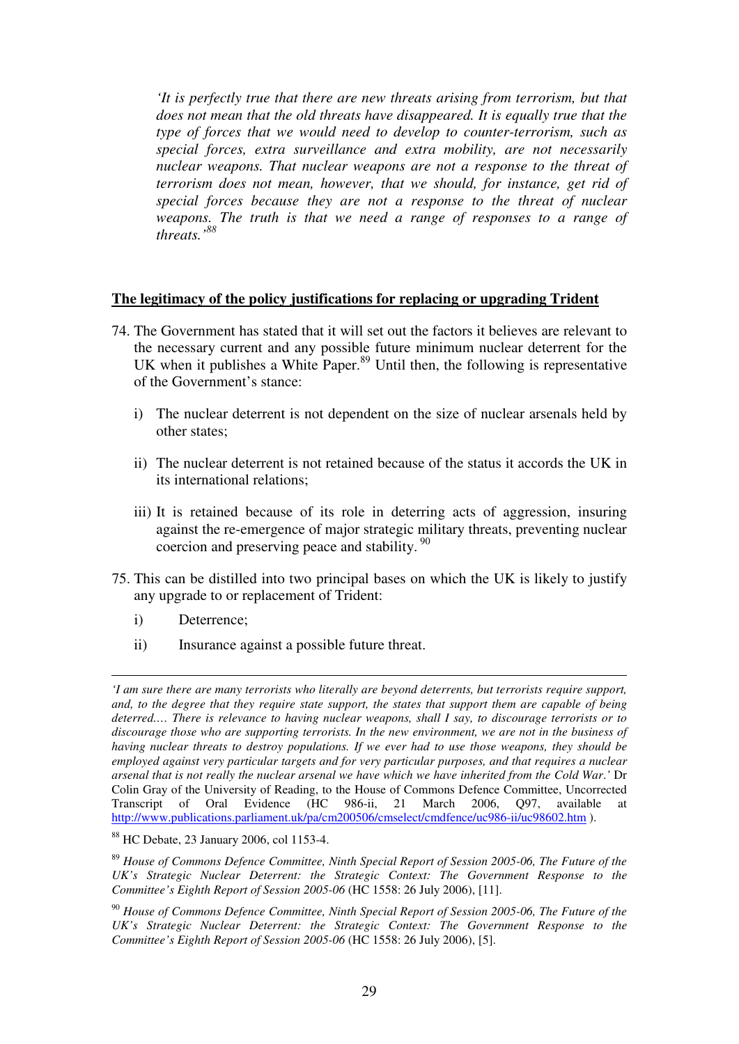*'It is perfectly true that there are new threats arising from terrorism, but that does not mean that the old threats have disappeared. It is equally true that the type of forces that we would need to develop to counter-terrorism, such as special forces, extra surveillance and extra mobility, are not necessarily nuclear weapons. That nuclear weapons are not a response to the threat of terrorism does not mean, however, that we should, for instance, get rid of special forces because they are not a response to the threat of nuclear weapons. The truth is that we need a range of responses to a range of threats.'*[88]

**<u>The legitimacy of the policy justifications for replacing or upgrading Trident</u>**

74. The Government has stated that it will set out the factors it believes are relevant to the necessary current and any possible future minimum nuclear deterrent for the UK when it publishes a White Paper.[89] Until then, the following is representative of the Government's stance:

    i) The nuclear deterrent is not dependent on the size of nuclear arsenals held by other states;

    ii) The nuclear deterrent is not retained because of the status it accords the UK in its international relations;

    iii) It is retained because of its role in deterring acts of aggression, insuring against the re-emergence of major strategic military threats, preventing nuclear coercion and preserving peace and stability.[90]

75. This can be distilled into two principal bases on which the UK is likely to justify any upgrade to or replacement of Trident:

    i) Deterrence;

    ii) Insurance against a possible future threat.

---

*'I am sure there are many terrorists who literally are beyond deterrents, but terrorists require support, and, to the degree that they require state support, the states that support them are capable of being deterred.… There is relevance to having nuclear weapons, shall I say, to discourage terrorists or to discourage those who are supporting terrorists. In the new environment, we are not in the business of having nuclear threats to destroy populations. If we ever had to use those weapons, they should be employed against very particular targets and for very particular purposes, and that requires a nuclear arsenal that is not really the nuclear arsenal we have which we have inherited from the Cold War.'* Dr Colin Gray of the University of Reading, to the House of Commons Defence Committee, Uncorrected Transcript of Oral Evidence (HC 986-ii, 21 March 2006, Q97, available at http://www.publications.parliament.uk/pa/cm200506/cmselect/cmdfence/uc986-ii/uc98602.htm ).

[88] HC Debate, 23 January 2006, col 1153-4.

[89] *House of Commons Defence Committee, Ninth Special Report of Session 2005-06, The Future of the UK's Strategic Nuclear Deterrent: the Strategic Context: The Government Response to the Committee's Eighth Report of Session 2005-06* (HC 1558: 26 July 2006), [11].

[90] *House of Commons Defence Committee, Ninth Special Report of Session 2005-06, The Future of the UK's Strategic Nuclear Deterrent: the Strategic Context: The Government Response to the Committee's Eighth Report of Session 2005-06* (HC 1558: 26 July 2006), [5].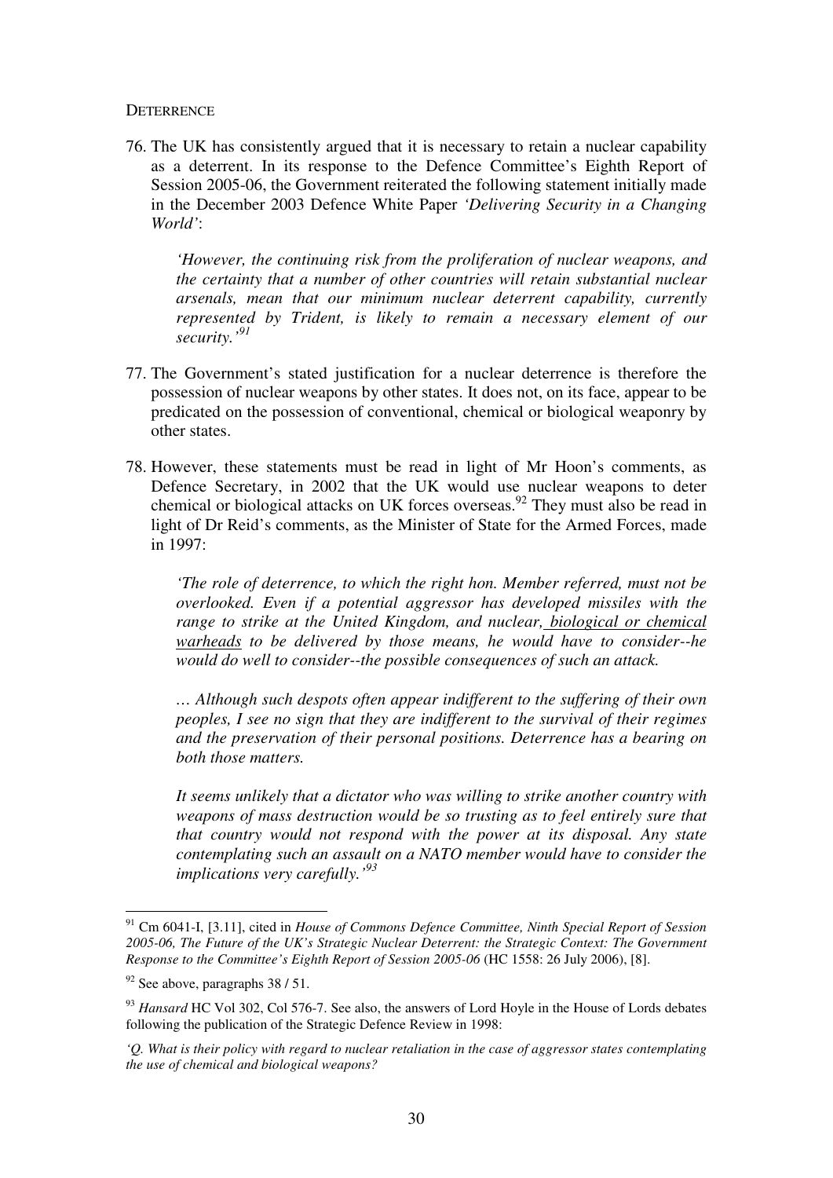DETERRENCE

76. The UK has consistently argued that it is necessary to retain a nuclear capability as a deterrent. In its response to the Defence Committee's Eighth Report of Session 2005-06, the Government reiterated the following statement initially made in the December 2003 Defence White Paper *'Delivering Security in a Changing World'*:

 *'However, the continuing risk from the proliferation of nuclear weapons, and the certainty that a number of other countries will retain substantial nuclear arsenals, mean that our minimum nuclear deterrent capability, currently represented by Trident, is likely to remain a necessary element of our security.'*[91]

77. The Government's stated justification for a nuclear deterrence is therefore the possession of nuclear weapons by other states. It does not, on its face, appear to be predicated on the possession of conventional, chemical or biological weaponry by other states.

78. However, these statements must be read in light of Mr Hoon's comments, as Defence Secretary, in 2002 that the UK would use nuclear weapons to deter chemical or biological attacks on UK forces overseas.[92] They must also be read in light of Dr Reid's comments, as the Minister of State for the Armed Forces, made in 1997:

 *'The role of deterrence, to which the right hon. Member referred, must not be overlooked. Even if a potential aggressor has developed missiles with the range to strike at the United Kingdom, and nuclear, <u>biological or chemical warheads</u> to be delivered by those means, he would have to consider--he would do well to consider--the possible consequences of such an attack.*

 *… Although such despots often appear indifferent to the suffering of their own peoples, I see no sign that they are indifferent to the survival of their regimes and the preservation of their personal positions. Deterrence has a bearing on both those matters.*

 *It seems unlikely that a dictator who was willing to strike another country with weapons of mass destruction would be so trusting as to feel entirely sure that that country would not respond with the power at its disposal. Any state contemplating such an assault on a NATO member would have to consider the implications very carefully.'*[93]

---

[91] Cm 6041-I, [3.11], cited in *House of Commons Defence Committee, Ninth Special Report of Session 2005-06, The Future of the UK's Strategic Nuclear Deterrent: the Strategic Context: The Government Response to the Committee's Eighth Report of Session 2005-06* (HC 1558: 26 July 2006), [8].

[92] See above, paragraphs 38 / 51.

[93] *Hansard* HC Vol 302, Col 576-7. See also, the answers of Lord Hoyle in the House of Lords debates following the publication of the Strategic Defence Review in 1998:

*'Q. What is their policy with regard to nuclear retaliation in the case of aggressor states contemplating the use of chemical and biological weapons?*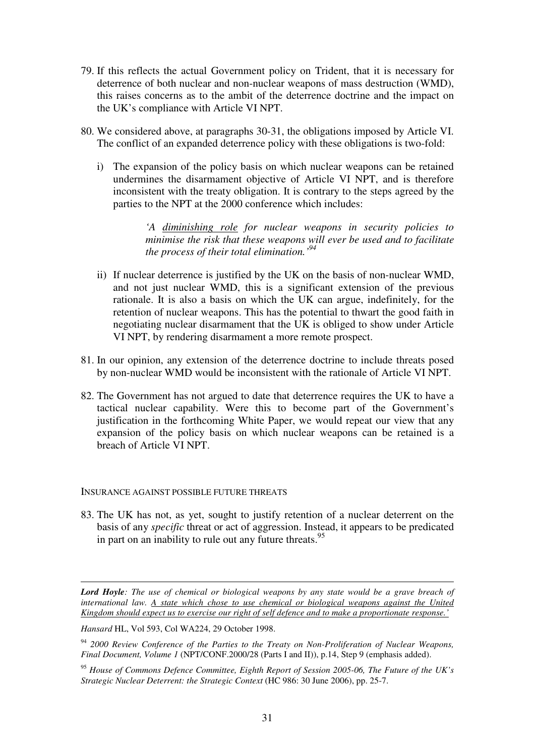79. If this reflects the actual Government policy on Trident, that it is necessary for deterrence of both nuclear and non-nuclear weapons of mass destruction (WMD), this raises concerns as to the ambit of the deterrence doctrine and the impact on the UK's compliance with Article VI NPT.

80. We considered above, at paragraphs 30-31, the obligations imposed by Article VI. The conflict of an expanded deterrence policy with these obligations is two-fold:

    i) The expansion of the policy basis on which nuclear weapons can be retained undermines the disarmament objective of Article VI NPT, and is therefore inconsistent with the treaty obligation. It is contrary to the steps agreed by the parties to the NPT at the 2000 conference which includes:

    > *'A <u>diminishing role</u> for nuclear weapons in security policies to minimise the risk that these weapons will ever be used and to facilitate the process of their total elimination.'*[94]

    ii) If nuclear deterrence is justified by the UK on the basis of non-nuclear WMD, and not just nuclear WMD, this is a significant extension of the previous rationale. It is also a basis on which the UK can argue, indefinitely, for the retention of nuclear weapons. This has the potential to thwart the good faith in negotiating nuclear disarmament that the UK is obliged to show under Article VI NPT, by rendering disarmament a more remote prospect.

81. In our opinion, any extension of the deterrence doctrine to include threats posed by non-nuclear WMD would be inconsistent with the rationale of Article VI NPT.

82. The Government has not argued to date that deterrence requires the UK to have a tactical nuclear capability. Were this to become part of the Government's justification in the forthcoming White Paper, we would repeat our view that any expansion of the policy basis on which nuclear weapons can be retained is a breach of Article VI NPT.

### INSURANCE AGAINST POSSIBLE FUTURE THREATS

83. The UK has not, as yet, sought to justify retention of a nuclear deterrent on the basis of any *specific* threat or act of aggression. Instead, it appears to be predicated in part on an inability to rule out any future threats.[95]

---

***Lord Hoyle**: The use of chemical or biological weapons by any state would be a grave breach of international law. <u>A state which chose to use chemical or biological weapons against the United Kingdom should expect us to exercise our right of self defence and to make a proportionate response.'</u>*

*Hansard* HL, Vol 593, Col WA224, 29 October 1998.

[94] *2000 Review Conference of the Parties to the Treaty on Non-Proliferation of Nuclear Weapons, Final Document, Volume 1* (NPT/CONF.2000/28 (Parts I and II)), p.14, Step 9 (emphasis added).

[95] *House of Commons Defence Committee, Eighth Report of Session 2005-06, The Future of the UK's Strategic Nuclear Deterrent: the Strategic Context* (HC 986: 30 June 2006), pp. 25-7.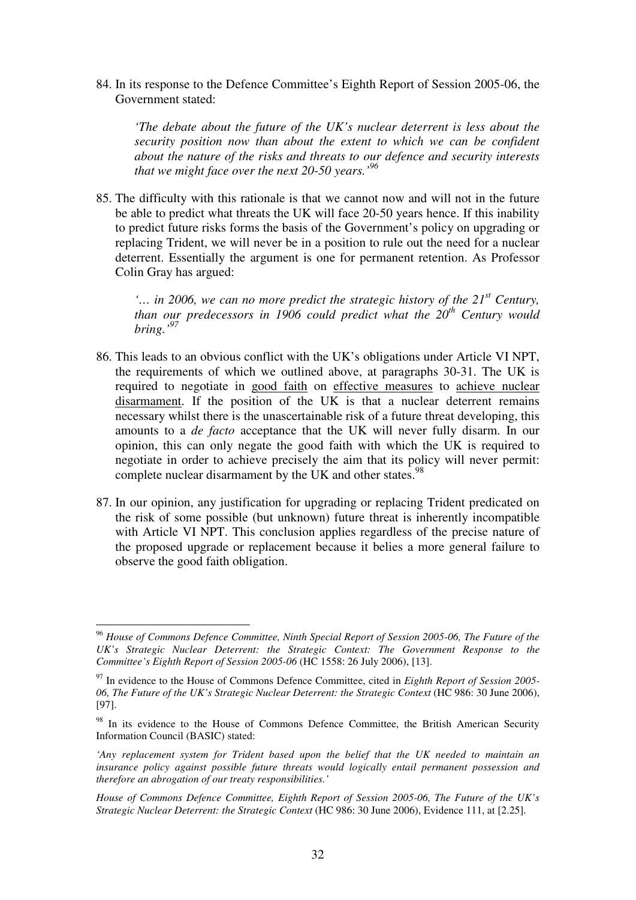84. In its response to the Defence Committee's Eighth Report of Session 2005-06, the Government stated:

> *'The debate about the future of the UK's nuclear deterrent is less about the security position now than about the extent to which we can be confident about the nature of the risks and threats to our defence and security interests that we might face over the next 20-50 years.'*[96]

85. The difficulty with this rationale is that we cannot now and will not in the future be able to predict what threats the UK will face 20-50 years hence. If this inability to predict future risks forms the basis of the Government's policy on upgrading or replacing Trident, we will never be in a position to rule out the need for a nuclear deterrent. Essentially the argument is one for permanent retention. As Professor Colin Gray has argued:

> *'… in 2006, we can no more predict the strategic history of the 21st Century, than our predecessors in 1906 could predict what the 20th Century would bring.'*[97]

86. This leads to an obvious conflict with the UK's obligations under Article VI NPT, the requirements of which we outlined above, at paragraphs 30-31. The UK is required to negotiate in good faith on effective measures to achieve nuclear disarmament. If the position of the UK is that a nuclear deterrent remains necessary whilst there is the unascertainable risk of a future threat developing, this amounts to a *de facto* acceptance that the UK will never fully disarm. In our opinion, this can only negate the good faith with which the UK is required to negotiate in order to achieve precisely the aim that its policy will never permit: complete nuclear disarmament by the UK and other states.[98]

87. In our opinion, any justification for upgrading or replacing Trident predicated on the risk of some possible (but unknown) future threat is inherently incompatible with Article VI NPT. This conclusion applies regardless of the precise nature of the proposed upgrade or replacement because it belies a more general failure to observe the good faith obligation.

---

[96] *House of Commons Defence Committee, Ninth Special Report of Session 2005-06, The Future of the UK's Strategic Nuclear Deterrent: the Strategic Context: The Government Response to the Committee's Eighth Report of Session 2005-06* (HC 1558: 26 July 2006), [13].

[97] In evidence to the House of Commons Defence Committee, cited in *Eighth Report of Session 2005-06, The Future of the UK's Strategic Nuclear Deterrent: the Strategic Context* (HC 986: 30 June 2006), [97].

[98] In its evidence to the House of Commons Defence Committee, the British American Security Information Council (BASIC) stated:

*'Any replacement system for Trident based upon the belief that the UK needed to maintain an insurance policy against possible future threats would logically entail permanent possession and therefore an abrogation of our treaty responsibilities.'*

*House of Commons Defence Committee, Eighth Report of Session 2005-06, The Future of the UK's Strategic Nuclear Deterrent: the Strategic Context* (HC 986: 30 June 2006), Evidence 111, at [2.25].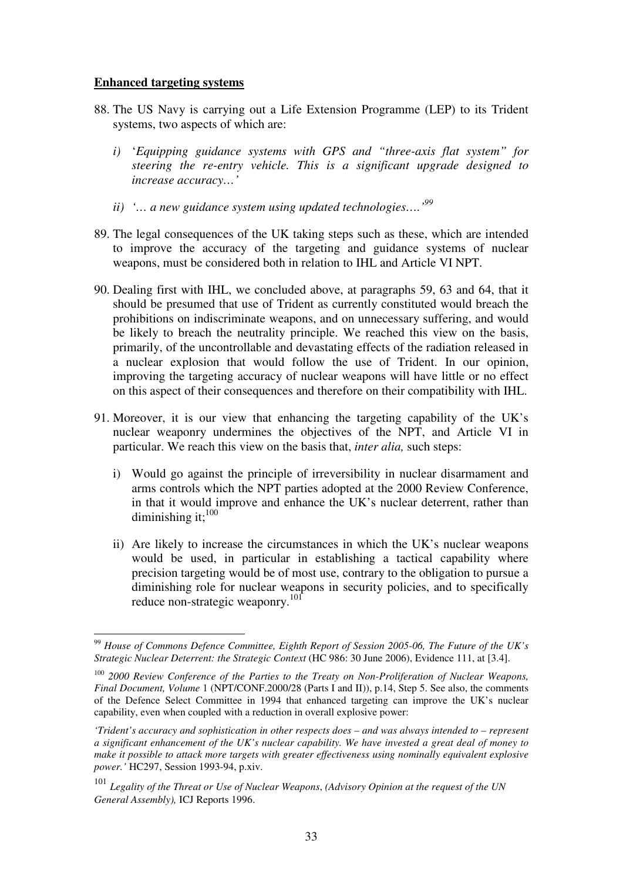**Enhanced targeting systems**

88. The US Navy is carrying out a Life Extension Programme (LEP) to its Trident systems, two aspects of which are:

    *i)* '*Equipping guidance systems with GPS and "three-axis flat system" for steering the re-entry vehicle. This is a significant upgrade designed to increase accuracy…'*

    *ii) '… a new guidance system using updated technologies….'*[99]

89. The legal consequences of the UK taking steps such as these, which are intended to improve the accuracy of the targeting and guidance systems of nuclear weapons, must be considered both in relation to IHL and Article VI NPT.

90. Dealing first with IHL, we concluded above, at paragraphs 59, 63 and 64, that it should be presumed that use of Trident as currently constituted would breach the prohibitions on indiscriminate weapons, and on unnecessary suffering, and would be likely to breach the neutrality principle. We reached this view on the basis, primarily, of the uncontrollable and devastating effects of the radiation released in a nuclear explosion that would follow the use of Trident. In our opinion, improving the targeting accuracy of nuclear weapons will have little or no effect on this aspect of their consequences and therefore on their compatibility with IHL.

91. Moreover, it is our view that enhancing the targeting capability of the UK's nuclear weaponry undermines the objectives of the NPT, and Article VI in particular. We reach this view on the basis that, *inter alia,* such steps:

    i) Would go against the principle of irreversibility in nuclear disarmament and arms controls which the NPT parties adopted at the 2000 Review Conference, in that it would improve and enhance the UK's nuclear deterrent, rather than diminishing it;[100]

    ii) Are likely to increase the circumstances in which the UK's nuclear weapons would be used, in particular in establishing a tactical capability where precision targeting would be of most use, contrary to the obligation to pursue a diminishing role for nuclear weapons in security policies, and to specifically reduce non-strategic weaponry.[101]

---

[99] *House of Commons Defence Committee, Eighth Report of Session 2005-06, The Future of the UK's Strategic Nuclear Deterrent: the Strategic Context* (HC 986: 30 June 2006), Evidence 111, at [3.4].

[100] *2000 Review Conference of the Parties to the Treaty on Non-Proliferation of Nuclear Weapons, Final Document, Volume* 1 (NPT/CONF.2000/28 (Parts I and II)), p.14, Step 5. See also, the comments of the Defence Select Committee in 1994 that enhanced targeting can improve the UK's nuclear capability, even when coupled with a reduction in overall explosive power:

*'Trident's accuracy and sophistication in other respects does – and was always intended to – represent a significant enhancement of the UK's nuclear capability. We have invested a great deal of money to make it possible to attack more targets with greater effectiveness using nominally equivalent explosive power.'* HC297, Session 1993-94, p.xiv.

[101] *Legality of the Threat or Use of Nuclear Weapons*, *(Advisory Opinion at the request of the UN General Assembly),* ICJ Reports 1996.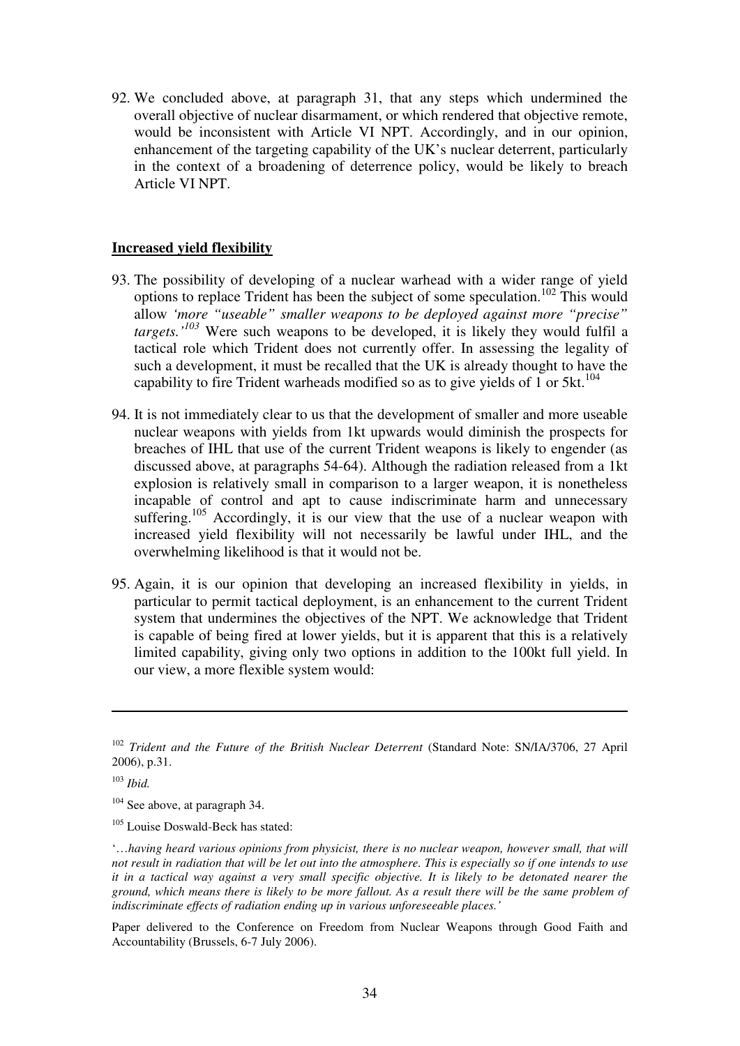92. We concluded above, at paragraph 31, that any steps which undermined the overall objective of nuclear disarmament, or which rendered that objective remote, would be inconsistent with Article VI NPT. Accordingly, and in our opinion, enhancement of the targeting capability of the UK's nuclear deterrent, particularly in the context of a broadening of deterrence policy, would be likely to breach Article VI NPT.

**Increased yield flexibility**

93. The possibility of developing of a nuclear warhead with a wider range of yield options to replace Trident has been the subject of some speculation.[102] This would allow *'more "useable" smaller weapons to be deployed against more "precise" targets.'*[103] Were such weapons to be developed, it is likely they would fulfil a tactical role which Trident does not currently offer. In assessing the legality of such a development, it must be recalled that the UK is already thought to have the capability to fire Trident warheads modified so as to give yields of 1 or 5kt.[104]

94. It is not immediately clear to us that the development of smaller and more useable nuclear weapons with yields from 1kt upwards would diminish the prospects for breaches of IHL that use of the current Trident weapons is likely to engender (as discussed above, at paragraphs 54-64). Although the radiation released from a 1kt explosion is relatively small in comparison to a larger weapon, it is nonetheless incapable of control and apt to cause indiscriminate harm and unnecessary suffering.[105] Accordingly, it is our view that the use of a nuclear weapon with increased yield flexibility will not necessarily be lawful under IHL, and the overwhelming likelihood is that it would not be.

95. Again, it is our opinion that developing an increased flexibility in yields, in particular to permit tactical deployment, is an enhancement to the current Trident system that undermines the objectives of the NPT. We acknowledge that Trident is capable of being fired at lower yields, but it is apparent that this is a relatively limited capability, giving only two options in addition to the 100kt full yield. In our view, a more flexible system would:

---

[102] *Trident and the Future of the British Nuclear Deterrent* (Standard Note: SN/IA/3706, 27 April 2006), p.31.

[103] *Ibid.*

[104] See above, at paragraph 34.

[105] Louise Doswald-Beck has stated:

'*…having heard various opinions from physicist, there is no nuclear weapon, however small, that will not result in radiation that will be let out into the atmosphere. This is especially so if one intends to use it in a tactical way against a very small specific objective. It is likely to be detonated nearer the ground, which means there is likely to be more fallout. As a result there will be the same problem of indiscriminate effects of radiation ending up in various unforeseeable places.'*

Paper delivered to the Conference on Freedom from Nuclear Weapons through Good Faith and Accountability (Brussels, 6-7 July 2006).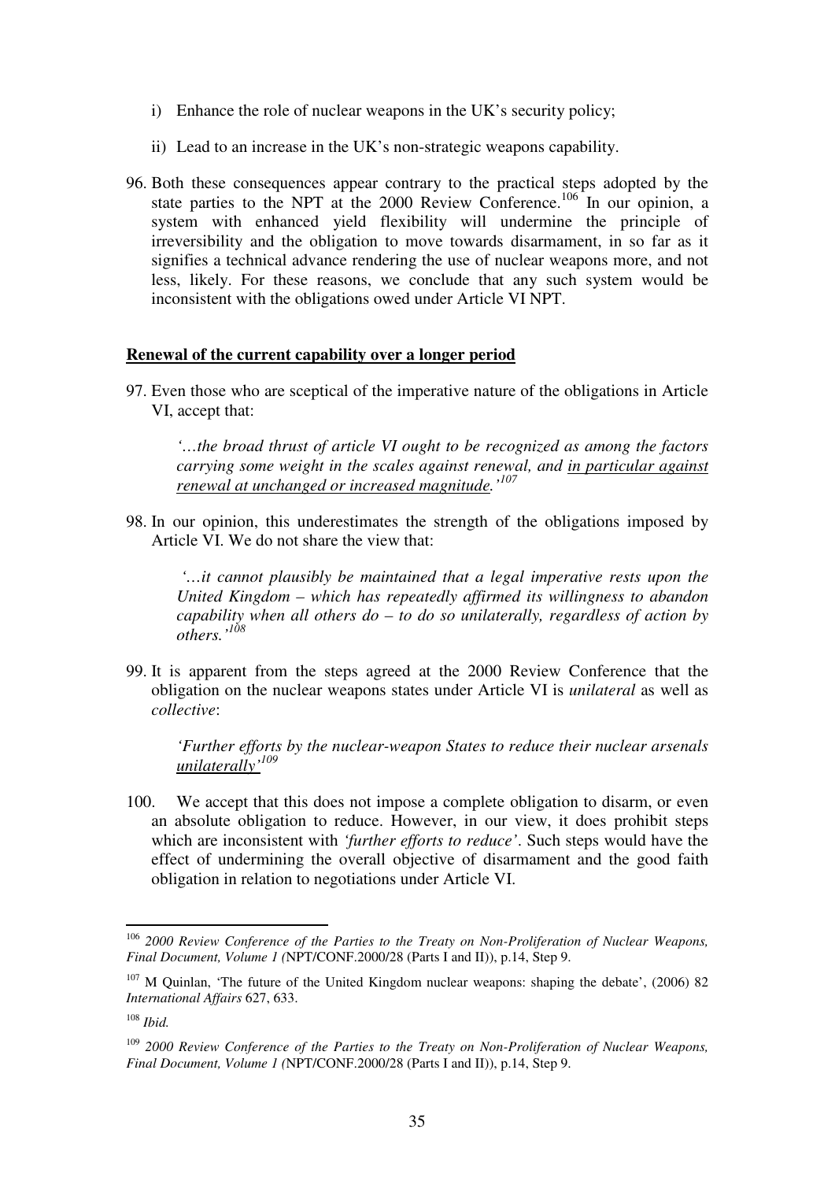i) Enhance the role of nuclear weapons in the UK's security policy;

ii) Lead to an increase in the UK's non-strategic weapons capability.

96. Both these consequences appear contrary to the practical steps adopted by the state parties to the NPT at the 2000 Review Conference.[106] In our opinion, a system with enhanced yield flexibility will undermine the principle of irreversibility and the obligation to move towards disarmament, in so far as it signifies a technical advance rendering the use of nuclear weapons more, and not less, likely. For these reasons, we conclude that any such system would be inconsistent with the obligations owed under Article VI NPT.

**<u>Renewal of the current capability over a longer period</u>**

97. Even those who are sceptical of the imperative nature of the obligations in Article VI, accept that:

> *'…the broad thrust of article VI ought to be recognized as among the factors carrying some weight in the scales against renewal, and <u>in particular against renewal at unchanged or increased magnitude</u>.'*[107]

98. In our opinion, this underestimates the strength of the obligations imposed by Article VI. We do not share the view that:

> *'…it cannot plausibly be maintained that a legal imperative rests upon the United Kingdom – which has repeatedly affirmed its willingness to abandon capability when all others do – to do so unilaterally, regardless of action by others.'*[108]

99. It is apparent from the steps agreed at the 2000 Review Conference that the obligation on the nuclear weapons states under Article VI is *unilateral* as well as *collective*:

> *'Further efforts by the nuclear-weapon States to reduce their nuclear arsenals <u>unilaterally</u>'*[109]

100. We accept that this does not impose a complete obligation to disarm, or even an absolute obligation to reduce. However, in our view, it does prohibit steps which are inconsistent with *'further efforts to reduce'*. Such steps would have the effect of undermining the overall objective of disarmament and the good faith obligation in relation to negotiations under Article VI.

---

[106] *2000 Review Conference of the Parties to the Treaty on Non-Proliferation of Nuclear Weapons, Final Document, Volume 1 (*NPT/CONF.2000/28 (Parts I and II)), p.14, Step 9.

[107] M Quinlan, 'The future of the United Kingdom nuclear weapons: shaping the debate', (2006) 82 *International Affairs* 627, 633.

[108] *Ibid.*

[109] *2000 Review Conference of the Parties to the Treaty on Non-Proliferation of Nuclear Weapons, Final Document, Volume 1 (*NPT/CONF.2000/28 (Parts I and II)), p.14, Step 9.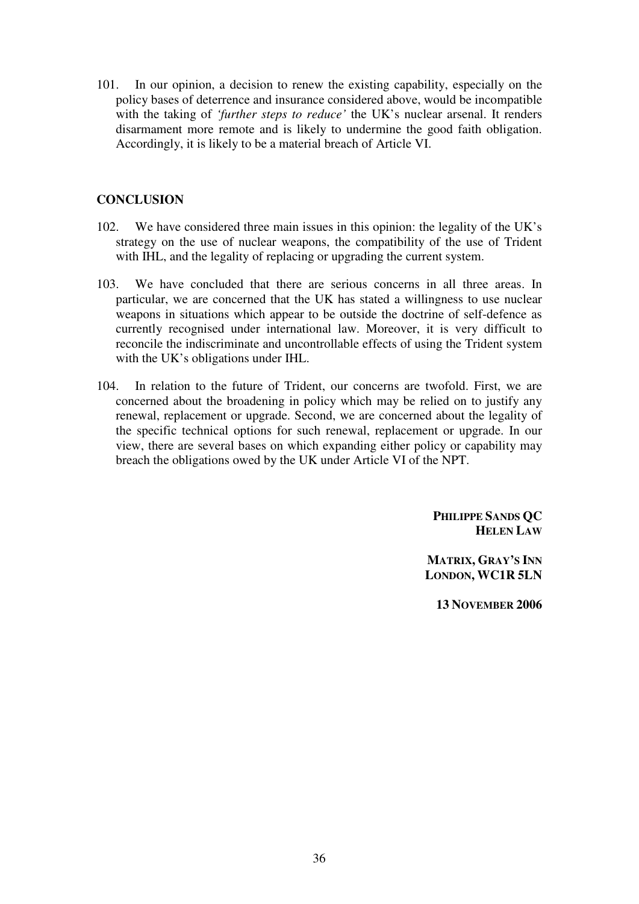101. In our opinion, a decision to renew the existing capability, especially on the policy bases of deterrence and insurance considered above, would be incompatible with the taking of *'further steps to reduce'* the UK's nuclear arsenal. It renders disarmament more remote and is likely to undermine the good faith obligation. Accordingly, it is likely to be a material breach of Article VI.

## CONCLUSION

102. We have considered three main issues in this opinion: the legality of the UK's strategy on the use of nuclear weapons, the compatibility of the use of Trident with IHL, and the legality of replacing or upgrading the current system.

103. We have concluded that there are serious concerns in all three areas. In particular, we are concerned that the UK has stated a willingness to use nuclear weapons in situations which appear to be outside the doctrine of self-defence as currently recognised under international law. Moreover, it is very difficult to reconcile the indiscriminate and uncontrollable effects of using the Trident system with the UK's obligations under IHL.

104. In relation to the future of Trident, our concerns are twofold. First, we are concerned about the broadening in policy which may be relied on to justify any renewal, replacement or upgrade. Second, we are concerned about the legality of the specific technical options for such renewal, replacement or upgrade. In our view, there are several bases on which expanding either policy or capability may breach the obligations owed by the UK under Article VI of the NPT.

**PHILIPPE SANDS QC**
**HELEN LAW**

**MATRIX, GRAY'S INN**
**LONDON, WC1R 5LN**

**13 NOVEMBER 2006**